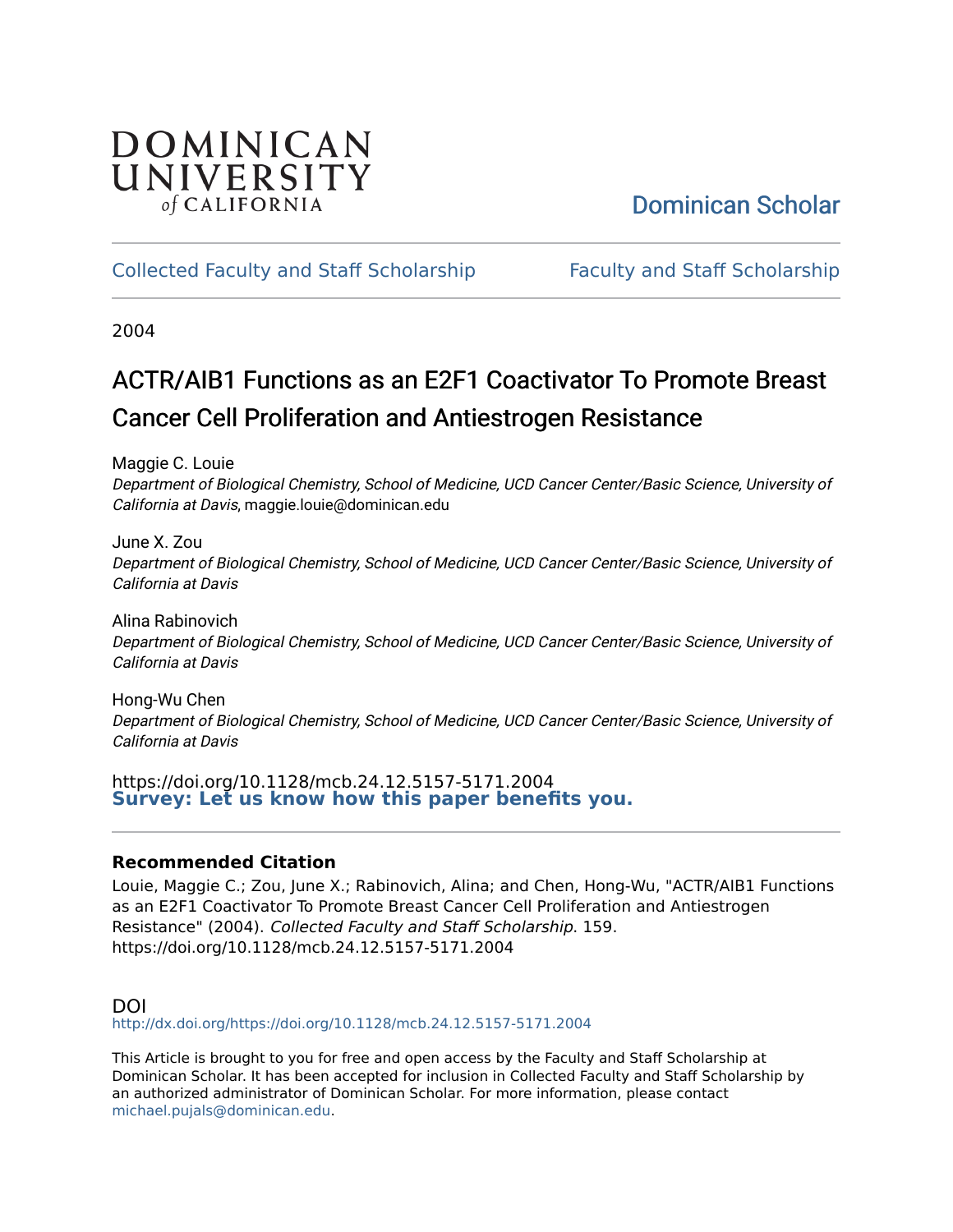DOMINICAN UNIVERSITY *of* CALIFORNIA

Dominican Scholar

Collected Faculty and Staff Scholarship | Faculty and Staff Scholarship

2004

# ACTR/AIB1 Functions as an E2F1 Coactivator To Promote Breast Cancer Cell Proliferation and Antiestrogen Resistance

Maggie C. Louie
*Department of Biological Chemistry, School of Medicine, UCD Cancer Center/Basic Science, University of California at Davis*, maggie.louie@dominican.edu

June X. Zou
*Department of Biological Chemistry, School of Medicine, UCD Cancer Center/Basic Science, University of California at Davis*

Alina Rabinovich
*Department of Biological Chemistry, School of Medicine, UCD Cancer Center/Basic Science, University of California at Davis*

Hong-Wu Chen
*Department of Biological Chemistry, School of Medicine, UCD Cancer Center/Basic Science, University of California at Davis*

https://doi.org/10.1128/mcb.24.12.5157-5171.2004

**Survey: Let us know how this paper benefits you.**

### Recommended Citation

Louie, Maggie C.; Zou, June X.; Rabinovich, Alina; and Chen, Hong-Wu, "ACTR/AIB1 Functions as an E2F1 Coactivator To Promote Breast Cancer Cell Proliferation and Antiestrogen Resistance" (2004). *Collected Faculty and Staff Scholarship*. 159.
https://doi.org/10.1128/mcb.24.12.5157-5171.2004

## DOI

http://dx.doi.org/https://doi.org/10.1128/mcb.24.12.5157-5171.2004

This Article is brought to you for free and open access by the Faculty and Staff Scholarship at Dominican Scholar. It has been accepted for inclusion in Collected Faculty and Staff Scholarship by an authorized administrator of Dominican Scholar. For more information, please contact michael.pujals@dominican.edu.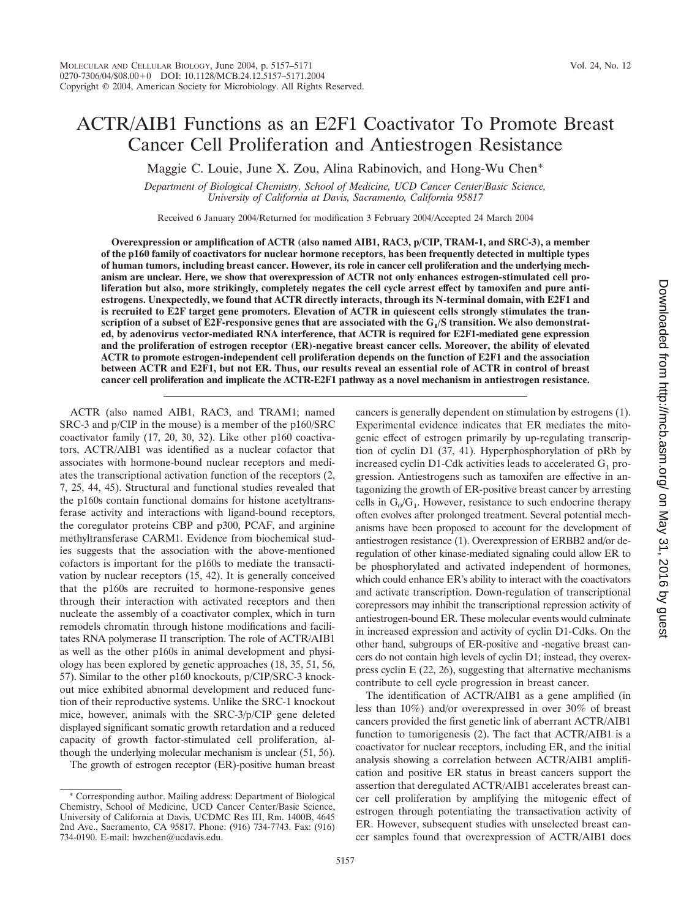# ACTR/AIB1 Functions as an E2F1 Coactivator To Promote Breast Cancer Cell Proliferation and Antiestrogen Resistance

Maggie C. Louie, June X. Zou, Alina Rabinovich, and Hong-Wu Chen*

*Department of Biological Chemistry, School of Medicine, UCD Cancer Center/Basic Science, University of California at Davis, Sacramento, California 95817*

Received 6 January 2004/Returned for modification 3 February 2004/Accepted 24 March 2004

**Overexpression or amplification of ACTR (also named AIB1, RAC3, p/CIP, TRAM-1, and SRC-3), a member of the p160 family of coactivators for nuclear hormone receptors, has been frequently detected in multiple types of human tumors, including breast cancer. However, its role in cancer cell proliferation and the underlying mechanism are unclear. Here, we show that overexpression of ACTR not only enhances estrogen-stimulated cell proliferation but also, more strikingly, completely negates the cell cycle arrest effect by tamoxifen and pure antiestrogens. Unexpectedly, we found that ACTR directly interacts, through its N-terminal domain, with E2F1 and is recruited to E2F target gene promoters. Elevation of ACTR in quiescent cells strongly stimulates the transcription of a subset of E2F-responsive genes that are associated with the $G_1$/S transition. We also demonstrated, by adenovirus vector-mediated RNA interference, that ACTR is required for E2F1-mediated gene expression and the proliferation of estrogen receptor (ER)-negative breast cancer cells. Moreover, the ability of elevated ACTR to promote estrogen-independent cell proliferation depends on the function of E2F1 and the association between ACTR and E2F1, but not ER. Thus, our results reveal an essential role of ACTR in control of breast cancer cell proliferation and implicate the ACTR-E2F1 pathway as a novel mechanism in antiestrogen resistance.**

ACTR (also named AIB1, RAC3, and TRAM1; named SRC-3 and p/CIP in the mouse) is a member of the p160/SRC coactivator family (17, 20, 30, 32). Like other p160 coactivators, ACTR/AIB1 was identified as a nuclear cofactor that associates with hormone-bound nuclear receptors and mediates the transcriptional activation function of the receptors (2, 7, 25, 44, 45). Structural and functional studies revealed that the p160s contain functional domains for histone acetyltransferase activity and interactions with ligand-bound receptors, the coregulator proteins CBP and p300, PCAF, and arginine methyltransferase CARM1. Evidence from biochemical studies suggests that the association with the above-mentioned cofactors is important for the p160s to mediate the transactivation by nuclear receptors (15, 42). It is generally conceived that the p160s are recruited to hormone-responsive genes through their interaction with activated receptors and then nucleate the assembly of a coactivator complex, which in turn remodels chromatin through histone modifications and facilitates RNA polymerase II transcription. The role of ACTR/AIB1 as well as the other p160s in animal development and physiology has been explored by genetic approaches (18, 35, 51, 56, 57). Similar to the other p160 knockouts, p/CIP/SRC-3 knockout mice exhibited abnormal development and reduced function of their reproductive systems. Unlike the SRC-1 knockout mice, however, animals with the SRC-3/p/CIP gene deleted displayed significant somatic growth retardation and a reduced capacity of growth factor-stimulated cell proliferation, although the underlying molecular mechanism is unclear (51, 56).

The growth of estrogen receptor (ER)-positive human breast cancers is generally dependent on stimulation by estrogens (1). Experimental evidence indicates that ER mediates the mitogenic effect of estrogen primarily by up-regulating transcription of cyclin D1 (37, 41). Hyperphosphorylation of pRb by increased cyclin D1-Cdk activities leads to accelerated $G_1$ progression. Antiestrogens such as tamoxifen are effective in antagonizing the growth of ER-positive breast cancer by arresting cells in $G_0$/$G_1$. However, resistance to such endocrine therapy often evolves after prolonged treatment. Several potential mechanisms have been proposed to account for the development of antiestrogen resistance (1). Overexpression of ERBB2 and/or deregulation of other kinase-mediated signaling could allow ER to be phosphorylated and activated independent of hormones, which could enhance ER's ability to interact with the coactivators and activate transcription. Down-regulation of transcriptional corepressors may inhibit the transcriptional repression activity of antiestrogen-bound ER. These molecular events would culminate in increased expression and activity of cyclin D1-Cdks. On the other hand, subgroups of ER-positive and -negative breast cancers do not contain high levels of cyclin D1; instead, they overexpress cyclin E (22, 26), suggesting that alternative mechanisms contribute to cell cycle progression in breast cancer.

The identification of ACTR/AIB1 as a gene amplified (in less than 10%) and/or overexpressed in over 30% of breast cancers provided the first genetic link of aberrant ACTR/AIB1 function to tumorigenesis (2). The fact that ACTR/AIB1 is a coactivator for nuclear receptors, including ER, and the initial analysis showing a correlation between ACTR/AIB1 amplification and positive ER status in breast cancers support the assertion that deregulated ACTR/AIB1 accelerates breast cancer cell proliferation by amplifying the mitogenic effect of estrogen through potentiating the transactivation activity of ER. However, subsequent studies with unselected breast cancer samples found that overexpression of ACTR/AIB1 does

* Corresponding author. Mailing address: Department of Biological Chemistry, School of Medicine, UCD Cancer Center/Basic Science, University of California at Davis, UCDMC Res III, Rm. 1400B, 4645 2nd Ave., Sacramento, CA 95817. Phone: (916) 734-7743. Fax: (916) 734-0190. E-mail: hwzchen@ucdavis.edu.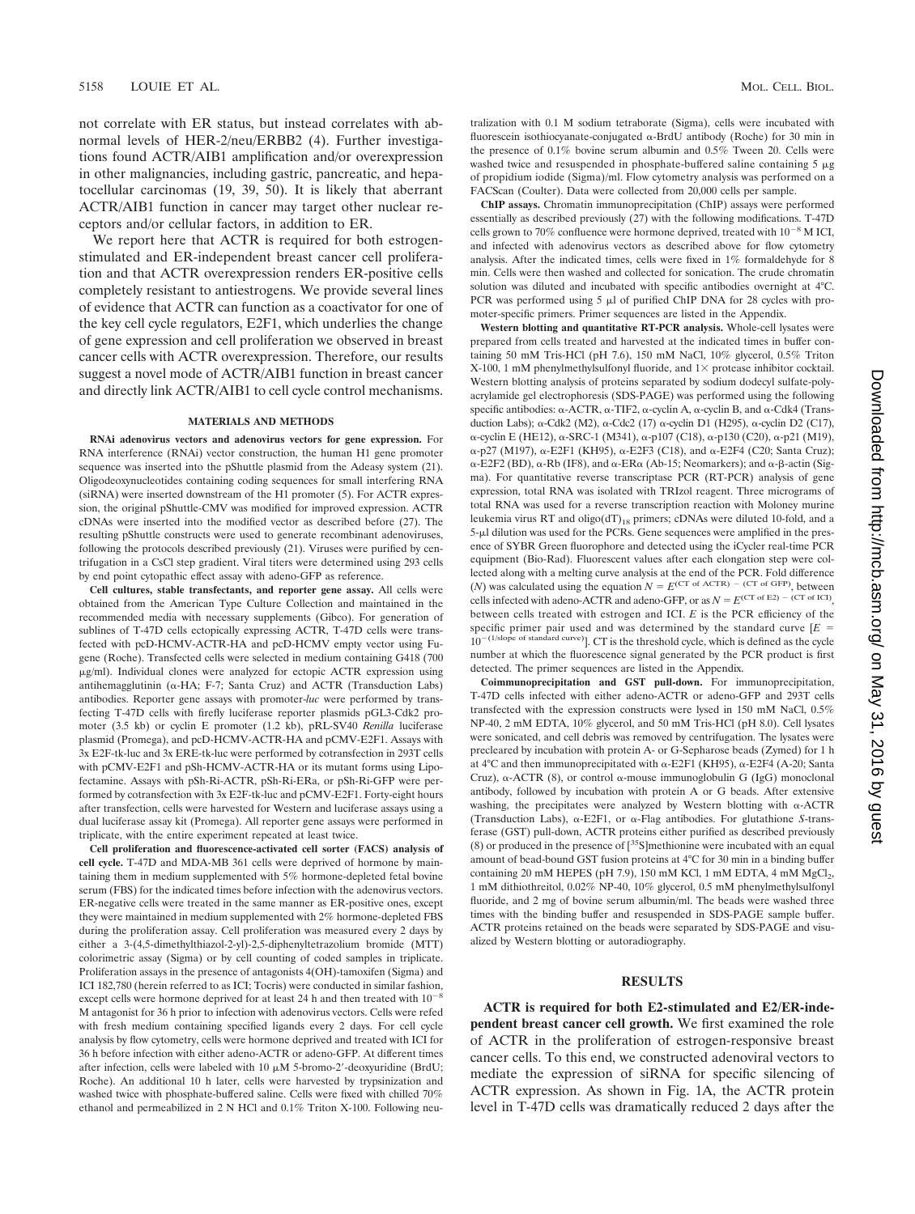not correlate with ER status, but instead correlates with abnormal levels of HER-2/neu/ERBB2 (4). Further investigations found ACTR/AIB1 amplification and/or overexpression in other malignancies, including gastric, pancreatic, and hepatocellular carcinomas (19, 39, 50). It is likely that aberrant ACTR/AIB1 function in cancer may target other nuclear receptors and/or cellular factors, in addition to ER.

We report here that ACTR is required for both estrogen-stimulated and ER-independent breast cancer cell proliferation and that ACTR overexpression renders ER-positive cells completely resistant to antiestrogens. We provide several lines of evidence that ACTR can function as a coactivator for one of the key cell cycle regulators, E2F1, which underlies the change of gene expression and cell proliferation we observed in breast cancer cells with ACTR overexpression. Therefore, our results suggest a novel mode of ACTR/AIB1 function in breast cancer and directly link ACTR/AIB1 to cell cycle control mechanisms.

## MATERIALS AND METHODS

**RNAi adenovirus vectors and adenovirus vectors for gene expression.** For RNA interference (RNAi) vector construction, the human H1 gene promoter sequence was inserted into the pShuttle plasmid from the Adeasy system (21). Oligodeoxynucleotides containing coding sequences for small interfering RNA (siRNA) were inserted downstream of the H1 promoter (5). For ACTR expression, the original pShuttle-CMV was modified for improved expression. ACTR cDNAs were inserted into the modified vector as described before (27). The resulting pShuttle constructs were used to generate recombinant adenoviruses, following the protocols described previously (21). Viruses were purified by centrifugation in a CsCl step gradient. Viral titers were determined using 293 cells by end point cytopathic effect assay with adeno-GFP as reference.

**Cell cultures, stable transfectants, and reporter gene assay.** All cells were obtained from the American Type Culture Collection and maintained in the recommended media with necessary supplements (Gibco). For generation of sublines of T-47D cells ectopically expressing ACTR, T-47D cells were transfected with pcD-HCMV-ACTR-HA and pcD-HCMV empty vector using Fugene (Roche). Transfected cells were selected in medium containing G418 (700 μg/ml). Individual clones were analyzed for ectopic ACTR expression using antihemagglutinin (α-HA; F-7; Santa Cruz) and ACTR (Transduction Labs) antibodies. Reporter gene assays with promoter-*luc* were performed by transfecting T-47D cells with firefly luciferase reporter plasmids pGL3-Cdk2 promoter (3.5 kb) or cyclin E promoter (1.2 kb), pRL-SV40 *Renilla* luciferase plasmid (Promega), and pcD-HCMV-ACTR-HA and pCMV-E2F1. Assays with 3x E2F-tk-luc and 3x ERE-tk-luc were performed by cotransfection in 293T cells with pCMV-E2F1 and pSh-HCMV-ACTR-HA or its mutant forms using Lipofectamine. Assays with pSh-Ri-ACTR, pSh-Ri-ERa, or pSh-Ri-GFP were performed by cotransfection with 3x E2F-tk-luc and pCMV-E2F1. Forty-eight hours after transfection, cells were harvested for Western and luciferase assays using a dual luciferase assay kit (Promega). All reporter gene assays were performed in triplicate, with the entire experiment repeated at least twice.

**Cell proliferation and fluorescence-activated cell sorter (FACS) analysis of cell cycle.** T-47D and MDA-MB 361 cells were deprived of hormone by maintaining them in medium supplemented with 5% hormone-depleted fetal bovine serum (FBS) for the indicated times before infection with the adenovirus vectors. ER-negative cells were treated in the same manner as ER-positive ones, except they were maintained in medium supplemented with 2% hormone-depleted FBS during the proliferation assay. Cell proliferation was measured every 2 days by either a 3-(4,5-dimethylthiazol-2-yl)-2,5-diphenyltetrazolium bromide (MTT) colorimetric assay (Sigma) or by cell counting of coded samples in triplicate. Proliferation assays in the presence of antagonists 4(OH)-tamoxifen (Sigma) and ICI 182,780 (herein referred to as ICI; Tocris) were conducted in similar fashion, except cells were hormone deprived for at least 24 h and then treated with $10^{-8}$ M antagonist for 36 h prior to infection with adenovirus vectors. Cells were refed with fresh medium containing specified ligands every 2 days. For cell cycle analysis by flow cytometry, cells were hormone deprived and treated with ICI for 36 h before infection with either adeno-ACTR or adeno-GFP. At different times after infection, cells were labeled with 10 μM 5-bromo-2′-deoxyuridine (BrdU; Roche). An additional 10 h later, cells were harvested by trypsinization and washed twice with phosphate-buffered saline. Cells were fixed with chilled 70% ethanol and permeabilized in 2 N HCl and 0.1% Triton X-100. Following neutralization with 0.1 M sodium tetraborate (Sigma), cells were incubated with fluorescein isothiocyanate-conjugated α-BrdU antibody (Roche) for 30 min in the presence of 0.1% bovine serum albumin and 0.5% Tween 20. Cells were washed twice and resuspended in phosphate-buffered saline containing 5 μg of propidium iodide (Sigma)/ml. Flow cytometry analysis was performed on a FACScan (Coulter). Data were collected from 20,000 cells per sample.

**ChIP assays.** Chromatin immunoprecipitation (ChIP) assays were performed essentially as described previously (27) with the following modifications. T-47D cells grown to 70% confluence were hormone deprived, treated with $10^{-8}$ M ICI, and infected with adenovirus vectors as described above for flow cytometry analysis. After the indicated times, cells were fixed in 1% formaldehyde for 8 min. Cells were then washed and collected for sonication. The crude chromatin solution was diluted and incubated with specific antibodies overnight at 4°C. PCR was performed using 5 μl of purified ChIP DNA for 28 cycles with promoter-specific primers. Primer sequences are listed in the Appendix.

**Western blotting and quantitative RT-PCR analysis.** Whole-cell lysates were prepared from cells treated and harvested at the indicated times in buffer containing 50 mM Tris-HCl (pH 7.6), 150 mM NaCl, 10% glycerol, 0.5% Triton X-100, 1 mM phenylmethylsulfonyl fluoride, and 1× protease inhibitor cocktail. Western blotting analysis of proteins separated by sodium dodecyl sulfate-polyacrylamide gel electrophoresis (SDS-PAGE) was performed using the following specific antibodies: α-ACTR, α-TIF2, α-cyclin A, α-cyclin B, and α-Cdk4 (Transduction Labs); α-Cdk2 (M2), α-Cdc2 (17) α-cyclin D1 (H295), α-cyclin D2 (C17), α-cyclin E (HE12), α-SRC-1 (M341), α-p107 (C18), α-p130 (C20), α-p21 (M19), α-p27 (M197), α-E2F1 (KH95), α-E2F3 (C18), and α-E2F4 (C20; Santa Cruz); α-E2F2 (BD), α-Rb (IF8), and α-ERα (Ab-15; Neomarkers); and α-β-actin (Sigma). For quantitative reverse transcriptase PCR (RT-PCR) analysis of gene expression, total RNA was isolated with TRIzol reagent. Three micrograms of total RNA was used for a reverse transcription reaction with Moloney murine leukemia virus RT and oligo(dT)$_{18}$ primers; cDNAs were diluted 10-fold, and a 5-μl dilution was used for the PCRs. Gene sequences were amplified in the presence of SYBR Green fluorophore and detected using the iCycler real-time PCR equipment (Bio-Rad). Fluorescent values after each elongation step were collected along with a melting curve analysis at the end of the PCR. Fold difference ($N$) was calculated using the equation $N = E^{(\text{CT of ACTR}) - (\text{CT of GFP})}$, between cells infected with adeno-ACTR and adeno-GFP, or as $N = E^{(\text{CT of E2}) - (\text{CT of ICI})}$, between cells treated with estrogen and ICI. $E$ is the PCR efficiency of the specific primer pair used and was determined by the standard curve [$E = 10^{-(1/\text{slope of standard curve})}$]. CT is the threshold cycle, which is defined as the cycle number at which the fluorescence signal generated by the PCR product is first detected. The primer sequences are listed in the Appendix.

**Coimmunoprecipitation and GST pull-down.** For immunoprecipitation, T-47D cells infected with either adeno-ACTR or adeno-GFP and 293T cells transfected with the expression constructs were lysed in 150 mM NaCl, 0.5% NP-40, 2 mM EDTA, 10% glycerol, and 50 mM Tris-HCl (pH 8.0). Cell lysates were sonicated, and cell debris was removed by centrifugation. The lysates were precleared by incubation with protein A- or G-Sepharose beads (Zymed) for 1 h at 4°C and then immunoprecipitated with α-E2F1 (KH95), α-E2F4 (A-20; Santa Cruz), α-ACTR (8), or control α-mouse immunoglobulin G (IgG) monoclonal antibody, followed by incubation with protein A or G beads. After extensive washing, the precipitates were analyzed by Western blotting with α-ACTR (Transduction Labs), α-E2F1, or α-Flag antibodies. For glutathione *S*-transferase (GST) pull-down, ACTR proteins either purified as described previously (8) or produced in the presence of [$^{35}$S]methionine were incubated with an equal amount of bead-bound GST fusion proteins at 4°C for 30 min in a binding buffer containing 20 mM HEPES (pH 7.9), 150 mM KCl, 1 mM EDTA, 4 mM $MgCl_2$, 1 mM dithiothreitol, 0.02% NP-40, 10% glycerol, 0.5 mM phenylmethylsulfonyl fluoride, and 2 mg of bovine serum albumin/ml. The beads were washed three times with the binding buffer and resuspended in SDS-PAGE sample buffer. ACTR proteins retained on the beads were separated by SDS-PAGE and visualized by Western blotting or autoradiography.

## RESULTS

**ACTR is required for both E2-stimulated and E2/ER-independent breast cancer cell growth.** We first examined the role of ACTR in the proliferation of estrogen-responsive breast cancer cells. To this end, we constructed adenoviral vectors to mediate the expression of siRNA for specific silencing of ACTR expression. As shown in Fig. 1A, the ACTR protein level in T-47D cells was dramatically reduced 2 days after the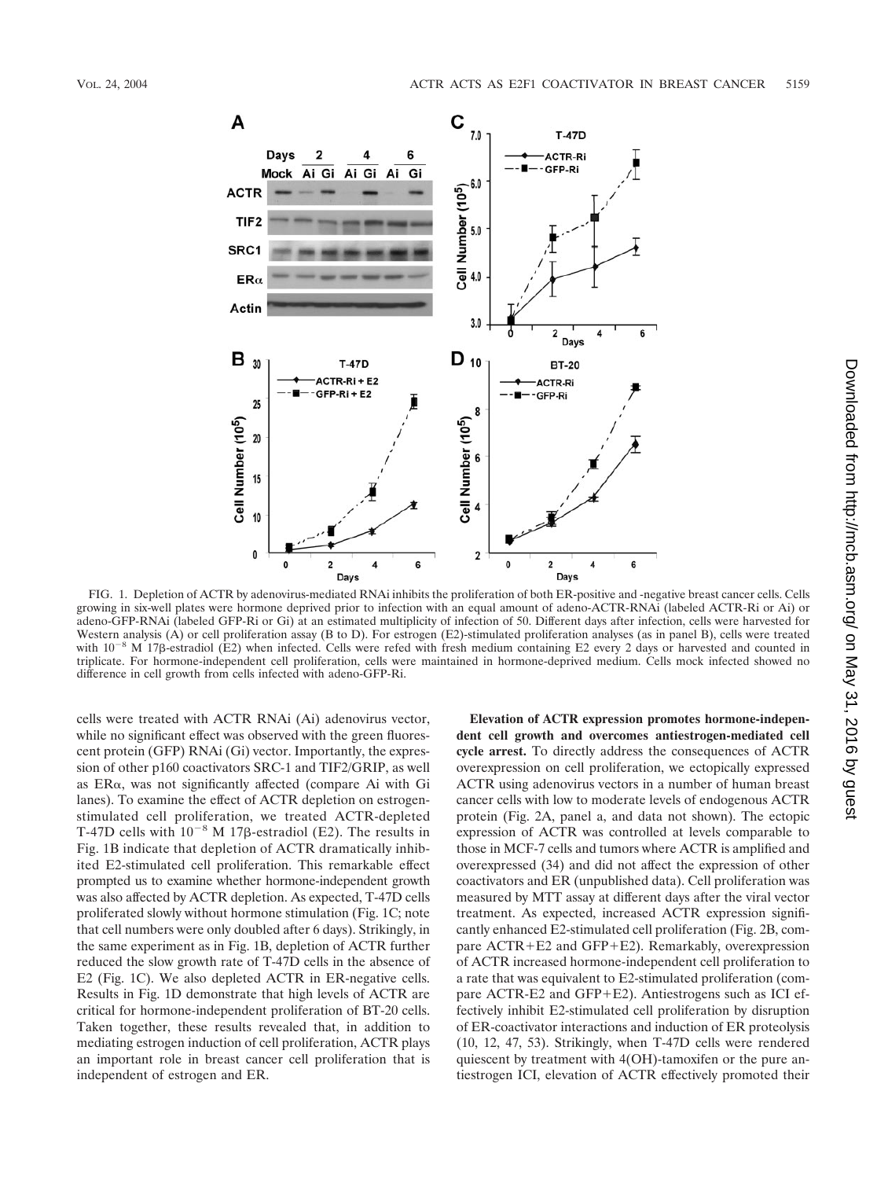FIG. 1. Depletion of ACTR by adenovirus-mediated RNAi inhibits the proliferation of both ER-positive and -negative breast cancer cells. Cells growing in six-well plates were hormone deprived prior to infection with an equal amount of adeno-ACTR-RNAi (labeled ACTR-Ri or Ai) or adeno-GFP-RNAi (labeled GFP-Ri or Gi) at an estimated multiplicity of infection of 50. Different days after infection, cells were harvested for Western analysis (A) or cell proliferation assay (B to D). For estrogen (E2)-stimulated proliferation analyses (as in panel B), cells were treated with $10^{-8}$ M 17β-estradiol (E2) when infected. Cells were refed with fresh medium containing E2 every 2 days or harvested and counted in triplicate. For hormone-independent cell proliferation, cells were maintained in hormone-deprived medium. Cells mock infected showed no difference in cell growth from cells infected with adeno-GFP-Ri.

cells were treated with ACTR RNAi (Ai) adenovirus vector, while no significant effect was observed with the green fluorescent protein (GFP) RNAi (Gi) vector. Importantly, the expression of other p160 coactivators SRC-1 and TIF2/GRIP, as well as ERα, was not significantly affected (compare Ai with Gi lanes). To examine the effect of ACTR depletion on estrogen-stimulated cell proliferation, we treated ACTR-depleted T-47D cells with $10^{-8}$ M 17β-estradiol (E2). The results in Fig. 1B indicate that depletion of ACTR dramatically inhibited E2-stimulated cell proliferation. This remarkable effect prompted us to examine whether hormone-independent growth was also affected by ACTR depletion. As expected, T-47D cells proliferated slowly without hormone stimulation (Fig. 1C; note that cell numbers were only doubled after 6 days). Strikingly, in the same experiment as in Fig. 1B, depletion of ACTR further reduced the slow growth rate of T-47D cells in the absence of E2 (Fig. 1C). We also depleted ACTR in ER-negative cells. Results in Fig. 1D demonstrate that high levels of ACTR are critical for hormone-independent proliferation of BT-20 cells. Taken together, these results revealed that, in addition to mediating estrogen induction of cell proliferation, ACTR plays an important role in breast cancer cell proliferation that is independent of estrogen and ER.

**Elevation of ACTR expression promotes hormone-independent cell growth and overcomes antiestrogen-mediated cell cycle arrest.** To directly address the consequences of ACTR overexpression on cell proliferation, we ectopically expressed ACTR using adenovirus vectors in a number of human breast cancer cells with low to moderate levels of endogenous ACTR protein (Fig. 2A, panel a, and data not shown). The ectopic expression of ACTR was controlled at levels comparable to those in MCF-7 cells and tumors where ACTR is amplified and overexpressed (34) and did not affect the expression of other coactivators and ER (unpublished data). Cell proliferation was measured by MTT assay at different days after the viral vector treatment. As expected, increased ACTR expression significantly enhanced E2-stimulated cell proliferation (Fig. 2B, compare ACTR+E2 and GFP+E2). Remarkably, overexpression of ACTR increased hormone-independent cell proliferation to a rate that was equivalent to E2-stimulated proliferation (compare ACTR-E2 and GFP+E2). Antiestrogens such as ICI effectively inhibit E2-stimulated cell proliferation by disruption of ER-coactivator interactions and induction of ER proteolysis (10, 12, 47, 53). Strikingly, when T-47D cells were rendered quiescent by treatment with 4(OH)-tamoxifen or the pure antiestrogen ICI, elevation of ACTR effectively promoted their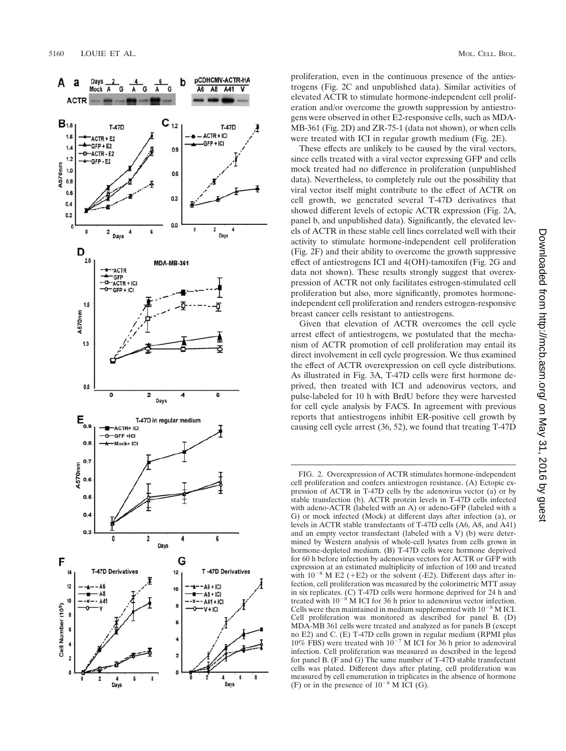proliferation, even in the continuous presence of the antiestrogens (Fig. 2C and unpublished data). Similar activities of elevated ACTR to stimulate hormone-independent cell proliferation and/or overcome the growth suppression by antiestrogens were observed in other E2-responsive cells, such as MDA-MB-361 (Fig. 2D) and ZR-75-1 (data not shown), or when cells were treated with ICI in regular growth medium (Fig. 2E).

These effects are unlikely to be caused by the viral vectors, since cells treated with a viral vector expressing GFP and cells mock treated had no difference in proliferation (unpublished data). Nevertheless, to completely rule out the possibility that viral vector itself might contribute to the effect of ACTR on cell growth, we generated several T-47D derivatives that showed different levels of ectopic ACTR expression (Fig. 2A, panel b, and unpublished data). Significantly, the elevated levels of ACTR in these stable cell lines correlated well with their activity to stimulate hormone-independent cell proliferation (Fig. 2F) and their ability to overcome the growth suppressive effect of antiestrogens ICI and 4(OH)-tamoxifen (Fig. 2G and data not shown). These results strongly suggest that overexpression of ACTR not only facilitates estrogen-stimulated cell proliferation but also, more significantly, promotes hormone-independent cell proliferation and renders estrogen-responsive breast cancer cells resistant to antiestrogens.

Given that elevation of ACTR overcomes the cell cycle arrest effect of antiestrogens, we postulated that the mechanism of ACTR promotion of cell proliferation may entail its direct involvement in cell cycle progression. We thus examined the effect of ACTR overexpression on cell cycle distributions. As illustrated in Fig. 3A, T-47D cells were first hormone deprived, then treated with ICI and adenovirus vectors, and pulse-labeled for 10 h with BrdU before they were harvested for cell cycle analysis by FACS. In agreement with previous reports that antiestrogens inhibit ER-positive cell growth by causing cell cycle arrest (36, 52), we found that treating T-47D

FIG. 2. Overexpression of ACTR stimulates hormone-independent cell proliferation and confers antiestrogen resistance. (A) Ectopic expression of ACTR in T-47D cells by the adenovirus vector (a) or by stable transfection (b). ACTR protein levels in T-47D cells infected with adeno-ACTR (labeled with an A) or adeno-GFP (labeled with a G) or mock infected (Mock) at different days after infection (a), or levels in ACTR stable transfectants of T-47D cells (A6, A8, and A41) and an empty vector transfectant (labeled with a V) (b) were determined by Western analysis of whole-cell lysates from cells grown in hormone-depleted medium. (B) T-47D cells were hormone deprived for 60 h before infection by adenovirus vectors for ACTR or GFP with expression at an estimated multiplicity of infection of 100 and treated with $10^{-8}$ M E2 (+E2) or the solvent (-E2). Different days after infection, cell proliferation was measured by the colorimetric MTT assay in six replicates. (C) T-47D cells were hormone deprived for 24 h and treated with $10^{-8}$ M ICI for 36 h prior to adenovirus vector infection. Cells were then maintained in medium supplemented with $10^{-8}$ M ICI. Cell proliferation was monitored as described for panel B. (D) MDA-MB 361 cells were treated and analyzed as for panels B (except no E2) and C. (E) T-47D cells grown in regular medium (RPMI plus 10% FBS) were treated with $10^{-7}$ M ICI for 36 h prior to adenoviral infection. Cell proliferation was measured as described in the legend for panel B. (F and G) The same number of T-47D stable transfectant cells was plated. Different days after plating, cell proliferation was measured by cell enumeration in triplicates in the absence of hormone (F) or in the presence of $10^{-8}$ M ICI (G).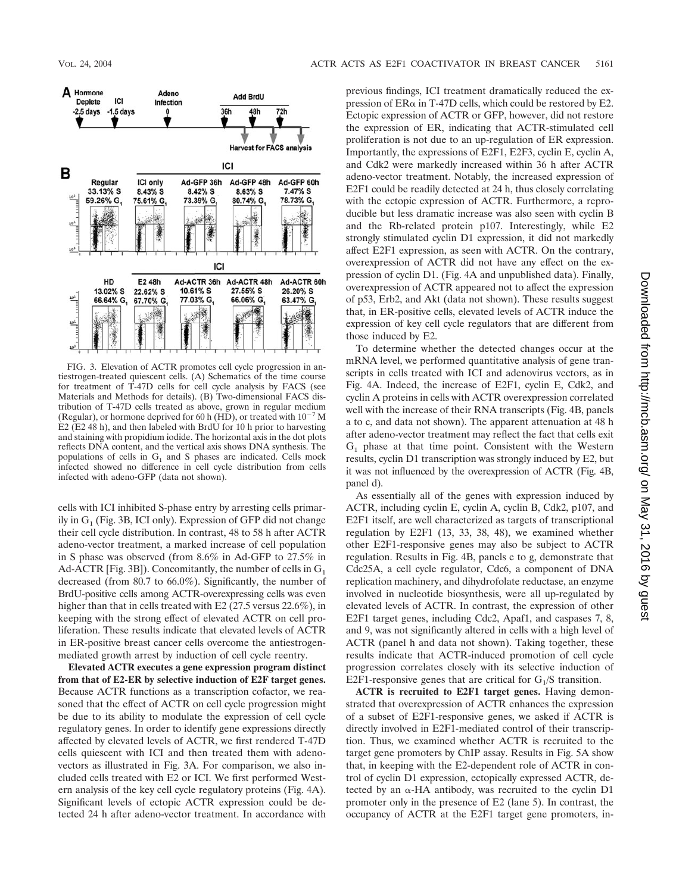FIG. 3. Elevation of ACTR promotes cell cycle progression in antiestrogen-treated quiescent cells. (A) Schematics of the time course for treatment of T-47D cells for cell cycle analysis by FACS (see Materials and Methods for details). (B) Two-dimensional FACS distribution of T-47D cells treated as above, grown in regular medium (Regular), or hormone deprived for 60 h (HD), or treated with $10^{-7}$ M E2 (E2 48 h), and then labeled with BrdU for 10 h prior to harvesting and staining with propidium iodide. The horizontal axis in the dot plots reflects DNA content, and the vertical axis shows DNA synthesis. The populations of cells in $G_1$ and S phases are indicated. Cells mock infected showed no difference in cell cycle distribution from cells infected with adeno-GFP (data not shown).

cells with ICI inhibited S-phase entry by arresting cells primarily in $G_1$ (Fig. 3B, ICI only). Expression of GFP did not change their cell cycle distribution. In contrast, 48 to 58 h after ACTR adeno-vector treatment, a marked increase of cell population in S phase was observed (from 8.6% in Ad-GFP to 27.5% in Ad-ACTR [Fig. 3B]). Concomitantly, the number of cells in $G_1$ decreased (from 80.7 to 66.0%). Significantly, the number of BrdU-positive cells among ACTR-overexpressing cells was even higher than that in cells treated with E2 (27.5 versus 22.6%), in keeping with the strong effect of elevated ACTR on cell proliferation. These results indicate that elevated levels of ACTR in ER-positive breast cancer cells overcome the antiestrogen-mediated growth arrest by induction of cell cycle reentry.

**Elevated ACTR executes a gene expression program distinct from that of E2-ER by selective induction of E2F target genes.** Because ACTR functions as a transcription cofactor, we reasoned that the effect of ACTR on cell cycle progression might be due to its ability to modulate the expression of cell cycle regulatory genes. In order to identify gene expressions directly affected by elevated levels of ACTR, we first rendered T-47D cells quiescent with ICI and then treated them with adenovectors as illustrated in Fig. 3A. For comparison, we also included cells treated with E2 or ICI. We first performed Western analysis of the key cell cycle regulatory proteins (Fig. 4A). Significant levels of ectopic ACTR expression could be detected 24 h after adeno-vector treatment. In accordance with previous findings, ICI treatment dramatically reduced the expression of ERα in T-47D cells, which could be restored by E2. Ectopic expression of ACTR or GFP, however, did not restore the expression of ER, indicating that ACTR-stimulated cell proliferation is not due to an up-regulation of ER expression. Importantly, the expressions of E2F1, E2F3, cyclin E, cyclin A, and Cdk2 were markedly increased within 36 h after ACTR adeno-vector treatment. Notably, the increased expression of E2F1 could be readily detected at 24 h, thus closely correlating with the ectopic expression of ACTR. Furthermore, a reproducible but less dramatic increase was also seen with cyclin B and the Rb-related protein p107. Interestingly, while E2 strongly stimulated cyclin D1 expression, it did not markedly affect E2F1 expression, as seen with ACTR. On the contrary, overexpression of ACTR did not have any effect on the expression of cyclin D1. (Fig. 4A and unpublished data). Finally, overexpression of ACTR appeared not to affect the expression of p53, Erb2, and Akt (data not shown). These results suggest that, in ER-positive cells, elevated levels of ACTR induce the expression of key cell cycle regulators that are different from those induced by E2.

To determine whether the detected changes occur at the mRNA level, we performed quantitative analysis of gene transcripts in cells treated with ICI and adenovirus vectors, as in Fig. 4A. Indeed, the increase of E2F1, cyclin E, Cdk2, and cyclin A proteins in cells with ACTR overexpression correlated well with the increase of their RNA transcripts (Fig. 4B, panels a to c, and data not shown). The apparent attenuation at 48 h after adeno-vector treatment may reflect the fact that cells exit $G_1$ phase at that time point. Consistent with the Western results, cyclin D1 transcription was strongly induced by E2, but it was not influenced by the overexpression of ACTR (Fig. 4B, panel d).

As essentially all of the genes with expression induced by ACTR, including cyclin E, cyclin A, cyclin B, Cdk2, p107, and E2F1 itself, are well characterized as targets of transcriptional regulation by E2F1 (13, 33, 38, 48), we examined whether other E2F1-responsive genes may also be subject to ACTR regulation. Results in Fig. 4B, panels e to g, demonstrate that Cdc25A, a cell cycle regulator, Cdc6, a component of DNA replication machinery, and dihydrofolate reductase, an enzyme involved in nucleotide biosynthesis, were all up-regulated by elevated levels of ACTR. In contrast, the expression of other E2F1 target genes, including Cdc2, Apaf1, and caspases 7, 8, and 9, was not significantly altered in cells with a high level of ACTR (panel h and data not shown). Taking together, these results indicate that ACTR-induced promotion of cell cycle progression correlates closely with its selective induction of E2F1-responsive genes that are critical for $G_1$/S transition.

**ACTR is recruited to E2F1 target genes.** Having demonstrated that overexpression of ACTR enhances the expression of a subset of E2F1-responsive genes, we asked if ACTR is directly involved in E2F1-mediated control of their transcription. Thus, we examined whether ACTR is recruited to the target gene promoters by ChIP assay. Results in Fig. 5A show that, in keeping with the E2-dependent role of ACTR in control of cyclin D1 expression, ectopically expressed ACTR, detected by an α-HA antibody, was recruited to the cyclin D1 promoter only in the presence of E2 (lane 5). In contrast, the occupancy of ACTR at the E2F1 target gene promoters, in-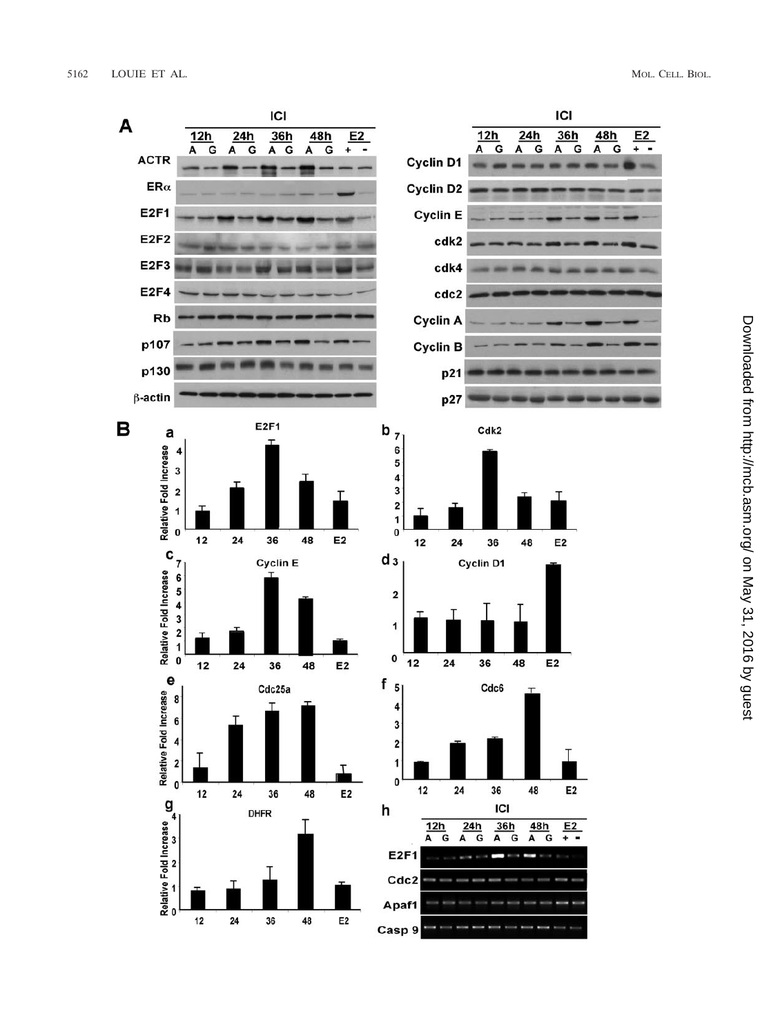**A**

ICI

| | 12h A | 12h G | 24h A | 24h G | 36h A | 36h G | 48h A | 48h G | E2 + | E2 - |
|---|---|---|---|---|---|---|---|---|---|---|

ACTR

ERα

E2F1

E2F2

E2F3

E2F4

Rb

p107

p130

β-actin

ICI

| | 12h A | 12h G | 24h A | 24h G | 36h A | 36h G | 48h A | 48h G | E2 + | E2 - |
|---|---|---|---|---|---|---|---|---|---|---|

Cyclin D1

Cyclin D2

Cyclin E

cdk2

cdk4

cdc2

Cyclin A

Cyclin B

p21

p27

**B**

a E2F1 — Relative Fold Increase (12, 24, 36, 48, E2)

b Cdk2 (12, 24, 36, 48, E2)

c Cyclin E — Relative Fold Increase (12, 24, 36, 48, E2)

d Cyclin D1 (12, 24, 36, 48, E2)

e Cdc25a — Relative Fold Increase (12, 24, 36, 48, E2)

f Cdc6 (12, 24, 36, 48, E2)

g DHFR — Relative Fold Increase (12, 24, 36, 48, E2)

h ICI

| | 12h A | 12h G | 24h A | 24h G | 36h A | 36h G | 48h A | 48h G | E2 + | E2 - |
|---|---|---|---|---|---|---|---|---|---|---|

E2F1

Cdc2

Apaf1

Casp 9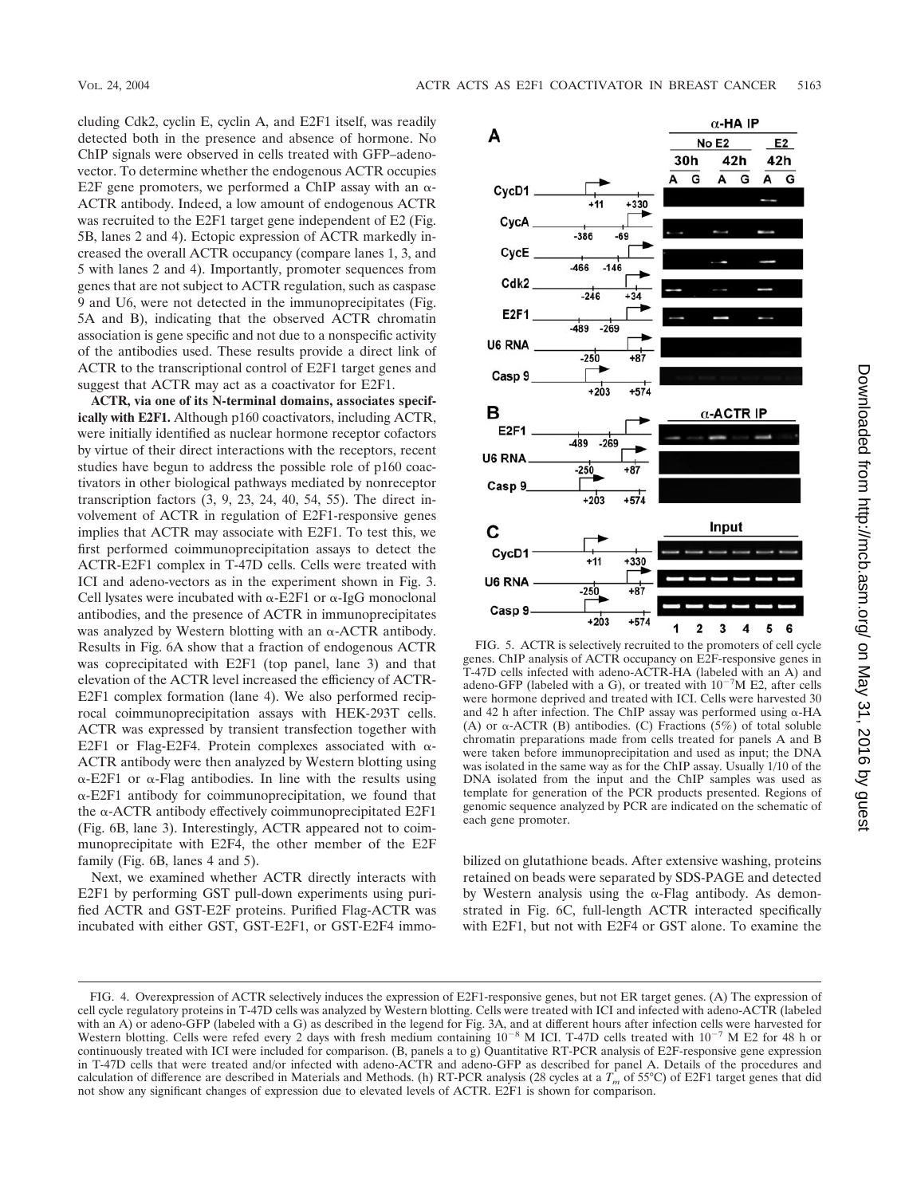cluding Cdk2, cyclin E, cyclin A, and E2F1 itself, was readily detected both in the presence and absence of hormone. No ChIP signals were observed in cells treated with GFP–adenovector. To determine whether the endogenous ACTR occupies E2F gene promoters, we performed a ChIP assay with an α-ACTR antibody. Indeed, a low amount of endogenous ACTR was recruited to the E2F1 target gene independent of E2 (Fig. 5B, lanes 2 and 4). Ectopic expression of ACTR markedly increased the overall ACTR occupancy (compare lanes 1, 3, and 5 with lanes 2 and 4). Importantly, promoter sequences from genes that are not subject to ACTR regulation, such as caspase 9 and U6, were not detected in the immunoprecipitates (Fig. 5A and B), indicating that the observed ACTR chromatin association is gene specific and not due to a nonspecific activity of the antibodies used. These results provide a direct link of ACTR to the transcriptional control of E2F1 target genes and suggest that ACTR may act as a coactivator for E2F1.

**ACTR, via one of its N-terminal domains, associates specifically with E2F1.** Although p160 coactivators, including ACTR, were initially identified as nuclear hormone receptor cofactors by virtue of their direct interactions with the receptors, recent studies have begun to address the possible role of p160 coactivators in other biological pathways mediated by nonreceptor transcription factors (3, 9, 23, 24, 40, 54, 55). The direct involvement of ACTR in regulation of E2F1-responsive genes implies that ACTR may associate with E2F1. To test this, we first performed coimmunoprecipitation assays to detect the ACTR-E2F1 complex in T-47D cells. Cells were treated with ICI and adeno-vectors as in the experiment shown in Fig. 3. Cell lysates were incubated with α-E2F1 or α-IgG monoclonal antibodies, and the presence of ACTR in immunoprecipitates was analyzed by Western blotting with an α-ACTR antibody. Results in Fig. 6A show that a fraction of endogenous ACTR was coprecipitated with E2F1 (top panel, lane 3) and that elevation of the ACTR level increased the efficiency of ACTR-E2F1 complex formation (lane 4). We also performed reciprocal coimmunoprecipitation assays with HEK-293T cells. ACTR was expressed by transient transfection together with E2F1 or Flag-E2F4. Protein complexes associated with α-ACTR antibody were then analyzed by Western blotting using α-E2F1 or α-Flag antibodies. In line with the results using α-E2F1 antibody for coimmunoprecipitation, we found that the α-ACTR antibody effectively coimmunoprecipitated E2F1 (Fig. 6B, lane 3). Interestingly, ACTR appeared not to coimmunoprecipitate with E2F4, the other member of the E2F family (Fig. 6B, lanes 4 and 5).

Next, we examined whether ACTR directly interacts with E2F1 by performing GST pull-down experiments using purified ACTR and GST-E2F proteins. Purified Flag-ACTR was incubated with either GST, GST-E2F1, or GST-E2F4 immobilized on glutathione beads. After extensive washing, proteins retained on beads were separated by SDS-PAGE and detected by Western analysis using the α-Flag antibody. As demonstrated in Fig. 6C, full-length ACTR interacted specifically with E2F1, but not with E2F4 or GST alone. To examine the

FIG. 5. ACTR is selectively recruited to the promoters of cell cycle genes. ChIP analysis of ACTR occupancy on E2F-responsive genes in T-47D cells infected with adeno-ACTR-HA (labeled with an A) and adeno-GFP (labeled with a G), or treated with $10^{-7}$M E2, after cells were hormone deprived and treated with ICI. Cells were harvested 30 and 42 h after infection. The ChIP assay was performed using α-HA (A) or α-ACTR (B) antibodies. (C) Fractions (5%) of total soluble chromatin preparations made from cells treated for panels A and B were taken before immunoprecipitation and used as input; the DNA was isolated in the same way as for the ChIP assay. Usually 1/10 of the DNA isolated from the input and the ChIP samples was used as template for generation of the PCR products presented. Regions of genomic sequence analyzed by PCR are indicated on the schematic of each gene promoter.

FIG. 4. Overexpression of ACTR selectively induces the expression of E2F1-responsive genes, but not ER target genes. (A) The expression of cell cycle regulatory proteins in T-47D cells was analyzed by Western blotting. Cells were treated with ICI and infected with adeno-ACTR (labeled with an A) or adeno-GFP (labeled with a G) as described in the legend for Fig. 3A, and at different hours after infection cells were harvested for Western blotting. Cells were refed every 2 days with fresh medium containing $10^{-8}$ M ICI. T-47D cells treated with $10^{-7}$ M E2 for 48 h or continuously treated with ICI were included for comparison. (B, panels a to g) Quantitative RT-PCR analysis of E2F-responsive gene expression in T-47D cells that were treated and/or infected with adeno-ACTR and adeno-GFP as described for panel A. Details of the procedures and calculation of difference are described in Materials and Methods. (h) RT-PCR analysis (28 cycles at a $T_m$ of 55°C) of E2F1 target genes that did not show any significant changes of expression due to elevated levels of ACTR. E2F1 is shown for comparison.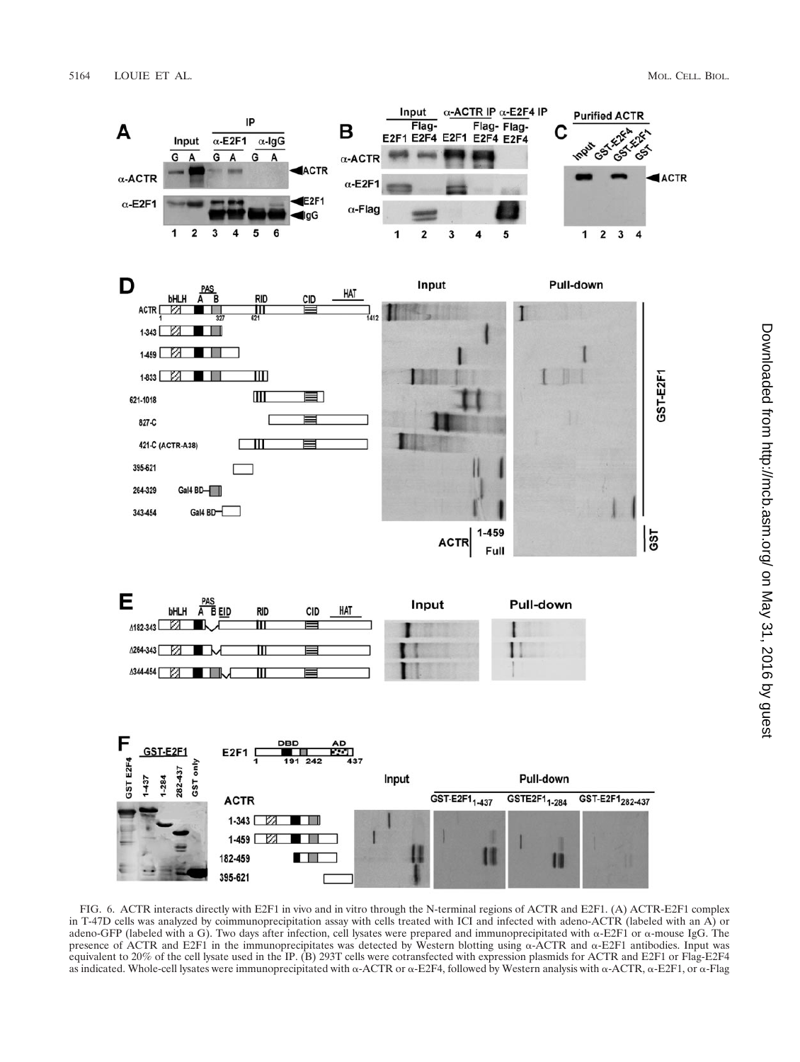FIG. 6. ACTR interacts directly with E2F1 in vivo and in vitro through the N-terminal regions of ACTR and E2F1. (A) ACTR-E2F1 complex in T-47D cells was analyzed by coimmunoprecipitation assay with cells treated with ICI and infected with adeno-ACTR (labeled with an A) or adeno-GFP (labeled with a G). Two days after infection, cell lysates were prepared and immunoprecipitated with α-E2F1 or α-mouse IgG. The presence of ACTR and E2F1 in the immunoprecipitates was detected by Western blotting using α-ACTR and α-E2F1 antibodies. Input was equivalent to 20% of the cell lysate used in the IP. (B) 293T cells were cotransfected with expression plasmids for ACTR and E2F1 or Flag-E2F4 as indicated. Whole-cell lysates were immunoprecipitated with α-ACTR or α-E2F4, followed by Western analysis with α-ACTR, α-E2F1, or α-Flag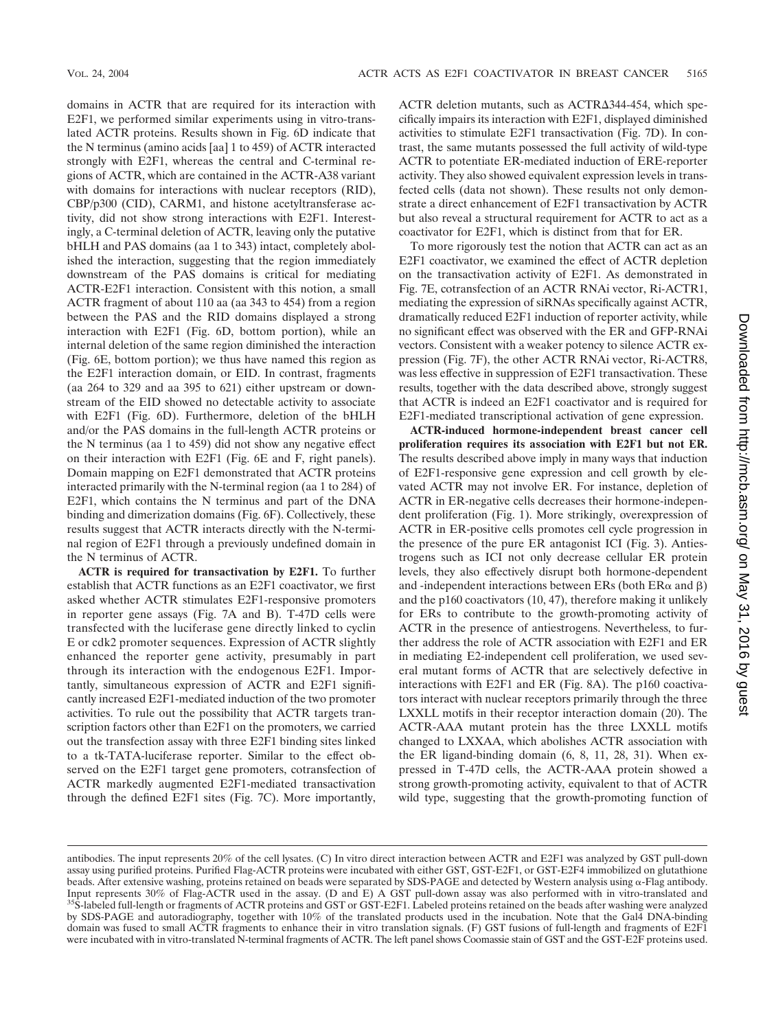domains in ACTR that are required for its interaction with E2F1, we performed similar experiments using in vitro-translated ACTR proteins. Results shown in Fig. 6D indicate that the N terminus (amino acids [aa] 1 to 459) of ACTR interacted strongly with E2F1, whereas the central and C-terminal regions of ACTR, which are contained in the ACTR-A38 variant with domains for interactions with nuclear receptors (RID), CBP/p300 (CID), CARM1, and histone acetyltransferase activity, did not show strong interactions with E2F1. Interestingly, a C-terminal deletion of ACTR, leaving only the putative bHLH and PAS domains (aa 1 to 343) intact, completely abolished the interaction, suggesting that the region immediately downstream of the PAS domains is critical for mediating ACTR-E2F1 interaction. Consistent with this notion, a small ACTR fragment of about 110 aa (aa 343 to 454) from a region between the PAS and the RID domains displayed a strong interaction with E2F1 (Fig. 6D, bottom portion), while an internal deletion of the same region diminished the interaction (Fig. 6E, bottom portion); we thus have named this region as the E2F1 interaction domain, or EID. In contrast, fragments (aa 264 to 329 and aa 395 to 621) either upstream or downstream of the EID showed no detectable activity to associate with E2F1 (Fig. 6D). Furthermore, deletion of the bHLH and/or the PAS domains in the full-length ACTR proteins or the N terminus (aa 1 to 459) did not show any negative effect on their interaction with E2F1 (Fig. 6E and F, right panels). Domain mapping on E2F1 demonstrated that ACTR proteins interacted primarily with the N-terminal region (aa 1 to 284) of E2F1, which contains the N terminus and part of the DNA binding and dimerization domains (Fig. 6F). Collectively, these results suggest that ACTR interacts directly with the N-terminal region of E2F1 through a previously undefined domain in the N terminus of ACTR.

**ACTR is required for transactivation by E2F1.** To further establish that ACTR functions as an E2F1 coactivator, we first asked whether ACTR stimulates E2F1-responsive promoters in reporter gene assays (Fig. 7A and B). T-47D cells were transfected with the luciferase gene directly linked to cyclin E or cdk2 promoter sequences. Expression of ACTR slightly enhanced the reporter gene activity, presumably in part through its interaction with the endogenous E2F1. Importantly, simultaneous expression of ACTR and E2F1 significantly increased E2F1-mediated induction of the two promoter activities. To rule out the possibility that ACTR targets transcription factors other than E2F1 on the promoters, we carried out the transfection assay with three E2F1 binding sites linked to a tk-TATA-luciferase reporter. Similar to the effect observed on the E2F1 target gene promoters, cotransfection of ACTR markedly augmented E2F1-mediated transactivation through the defined E2F1 sites (Fig. 7C). More importantly, ACTR deletion mutants, such as ACTRΔ344-454, which specifically impairs its interaction with E2F1, displayed diminished activities to stimulate E2F1 transactivation (Fig. 7D). In contrast, the same mutants possessed the full activity of wild-type ACTR to potentiate ER-mediated induction of ERE-reporter activity. They also showed equivalent expression levels in transfected cells (data not shown). These results not only demonstrate a direct enhancement of E2F1 transactivation by ACTR but also reveal a structural requirement for ACTR to act as a coactivator for E2F1, which is distinct from that for ER.

To more rigorously test the notion that ACTR can act as an E2F1 coactivator, we examined the effect of ACTR depletion on the transactivation activity of E2F1. As demonstrated in Fig. 7E, cotransfection of an ACTR RNAi vector, Ri-ACTR1, mediating the expression of siRNAs specifically against ACTR, dramatically reduced E2F1 induction of reporter activity, while no significant effect was observed with the ER and GFP-RNAi vectors. Consistent with a weaker potency to silence ACTR expression (Fig. 7F), the other ACTR RNAi vector, Ri-ACTR8, was less effective in suppression of E2F1 transactivation. These results, together with the data described above, strongly suggest that ACTR is indeed an E2F1 coactivator and is required for E2F1-mediated transcriptional activation of gene expression.

**ACTR-induced hormone-independent breast cancer cell proliferation requires its association with E2F1 but not ER.** The results described above imply in many ways that induction of E2F1-responsive gene expression and cell growth by elevated ACTR may not involve ER. For instance, depletion of ACTR in ER-negative cells decreases their hormone-independent proliferation (Fig. 1). More strikingly, overexpression of ACTR in ER-positive cells promotes cell cycle progression in the presence of the pure ER antagonist ICI (Fig. 3). Antiestrogens such as ICI not only decrease cellular ER protein levels, they also effectively disrupt both hormone-dependent and -independent interactions between ERs (both ERα and β) and the p160 coactivators (10, 47), therefore making it unlikely for ERs to contribute to the growth-promoting activity of ACTR in the presence of antiestrogens. Nevertheless, to further address the role of ACTR association with E2F1 and ER in mediating E2-independent cell proliferation, we used several mutant forms of ACTR that are selectively defective in interactions with E2F1 and ER (Fig. 8A). The p160 coactivators interact with nuclear receptors primarily through the three LXXLL motifs in their receptor interaction domain (20). The ACTR-AAA mutant protein has the three LXXLL motifs changed to LXXAA, which abolishes ACTR association with the ER ligand-binding domain (6, 8, 11, 28, 31). When expressed in T-47D cells, the ACTR-AAA protein showed a strong growth-promoting activity, equivalent to that of ACTR wild type, suggesting that the growth-promoting function of

antibodies. The input represents 20% of the cell lysates. (C) In vitro direct interaction between ACTR and E2F1 was analyzed by GST pull-down assay using purified proteins. Purified Flag-ACTR proteins were incubated with either GST, GST-E2F1, or GST-E2F4 immobilized on glutathione beads. After extensive washing, proteins retained on beads were separated by SDS-PAGE and detected by Western analysis using α-Flag antibody. Input represents 30% of Flag-ACTR used in the assay. (D and E) A GST pull-down assay was also performed with in vitro-translated and $^{35}$S-labeled full-length or fragments of ACTR proteins and GST or GST-E2F1. Labeled proteins retained on the beads after washing were analyzed by SDS-PAGE and autoradiography, together with 10% of the translated products used in the incubation. Note that the Gal4 DNA-binding domain was fused to small ACTR fragments to enhance their in vitro translation signals. (F) GST fusions of full-length and fragments of E2F1 were incubated with in vitro-translated N-terminal fragments of ACTR. The left panel shows Coomassie stain of GST and the GST-E2F proteins used.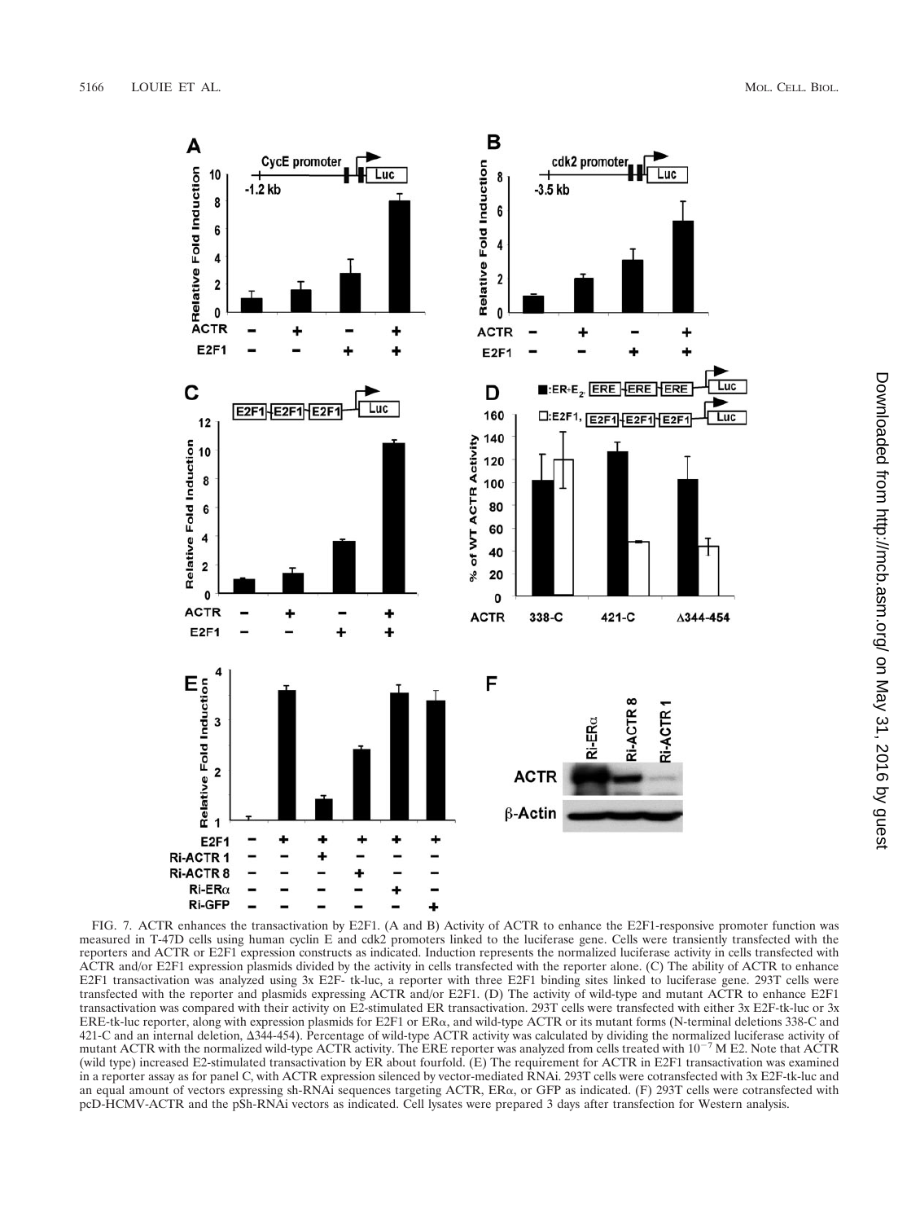FIG. 7. ACTR enhances the transactivation by E2F1. (A and B) Activity of ACTR to enhance the E2F1-responsive promoter function was measured in T-47D cells using human cyclin E and cdk2 promoters linked to the luciferase gene. Cells were transiently transfected with the reporters and ACTR or E2F1 expression constructs as indicated. Induction represents the normalized luciferase activity in cells transfected with ACTR and/or E2F1 expression plasmids divided by the activity in cells transfected with the reporter alone. (C) The ability of ACTR to enhance E2F1 transactivation was analyzed using 3x E2F- tk-luc, a reporter with three E2F1 binding sites linked to luciferase gene. 293T cells were transfected with the reporter and plasmids expressing ACTR and/or E2F1. (D) The activity of wild-type and mutant ACTR to enhance E2F1 transactivation was compared with their activity on E2-stimulated ER transactivation. 293T cells were transfected with either 3x E2F-tk-luc or 3x ERE-tk-luc reporter, along with expression plasmids for E2F1 or ERα, and wild-type ACTR or its mutant forms (N-terminal deletions 338-C and 421-C and an internal deletion, Δ344-454). Percentage of wild-type ACTR activity was calculated by dividing the normalized luciferase activity of mutant ACTR with the normalized wild-type ACTR activity. The ERE reporter was analyzed from cells treated with $10^{-7}$ M E2. Note that ACTR (wild type) increased E2-stimulated transactivation by ER about fourfold. (E) The requirement for ACTR in E2F1 transactivation was examined in a reporter assay as for panel C, with ACTR expression silenced by vector-mediated RNAi. 293T cells were cotransfected with 3x E2F-tk-luc and an equal amount of vectors expressing sh-RNAi sequences targeting ACTR, ERα, or GFP as indicated. (F) 293T cells were cotransfected with pcD-HCMV-ACTR and the pSh-RNAi vectors as indicated. Cell lysates were prepared 3 days after transfection for Western analysis.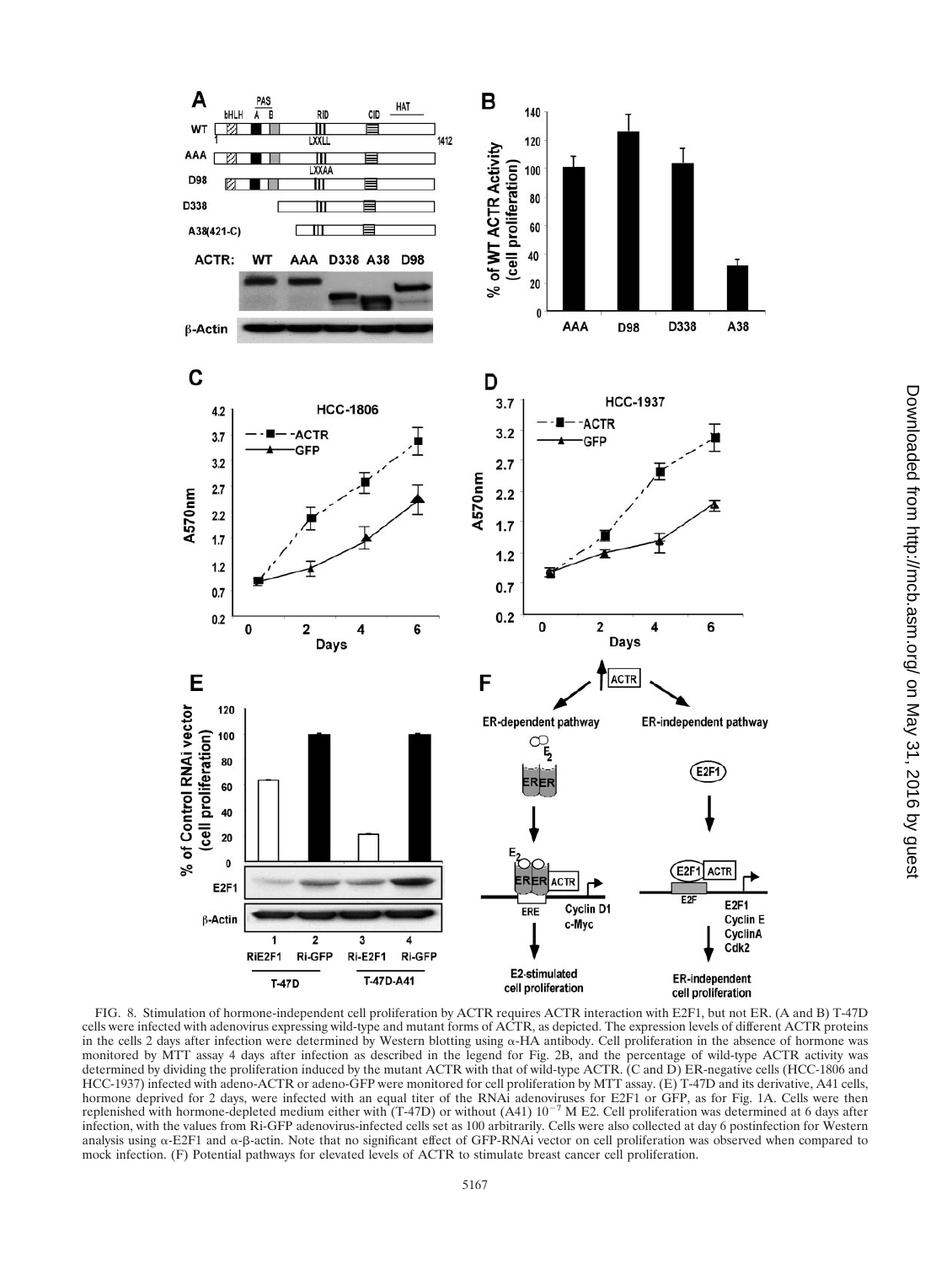FIG. 8. Stimulation of hormone-independent cell proliferation by ACTR requires ACTR interaction with E2F1, but not ER. (A and B) T-47D cells were infected with adenovirus expressing wild-type and mutant forms of ACTR, as depicted. The expression levels of different ACTR proteins in the cells 2 days after infection were determined by Western blotting using α-HA antibody. Cell proliferation in the absence of hormone was monitored by MTT assay 4 days after infection as described in the legend for Fig. 2B, and the percentage of wild-type ACTR activity was determined by dividing the proliferation induced by the mutant ACTR with that of wild-type ACTR. (C and D) ER-negative cells (HCC-1806 and HCC-1937) infected with adeno-ACTR or adeno-GFP were monitored for cell proliferation by MTT assay. (E) T-47D and its derivative, A41 cells, hormone deprived for 2 days, were infected with an equal titer of the RNAi adenoviruses for E2F1 or GFP, as for Fig. 1A. Cells were then replenished with hormone-depleted medium either with (T-47D) or without (A41) $10^{-7}$ M E2. Cell proliferation was determined at 6 days after infection, with the values from Ri-GFP adenovirus-infected cells set as 100 arbitrarily. Cells were also collected at day 6 postinfection for Western analysis using α-E2F1 and α-β-actin. Note that no significant effect of GFP-RNAi vector on cell proliferation was observed when compared to mock infection. (F) Potential pathways for elevated levels of ACTR to stimulate breast cancer cell proliferation.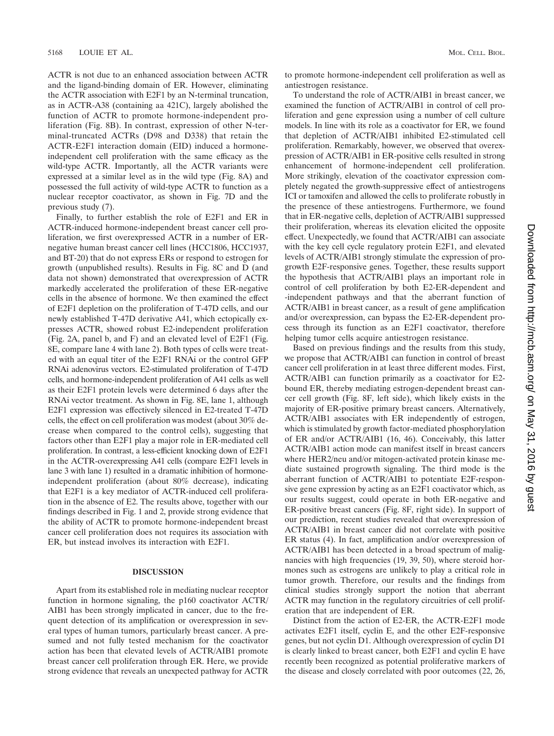ACTR is not due to an enhanced association between ACTR and the ligand-binding domain of ER. However, eliminating the ACTR association with E2F1 by an N-terminal truncation, as in ACTR-A38 (containing aa 421C), largely abolished the function of ACTR to promote hormone-independent proliferation (Fig. 8B). In contrast, expression of other N-terminal-truncated ACTRs (D98 and D338) that retain the ACTR-E2F1 interaction domain (EID) induced a hormone-independent cell proliferation with the same efficacy as the wild-type ACTR. Importantly, all the ACTR variants were expressed at a similar level as in the wild type (Fig. 8A) and possessed the full activity of wild-type ACTR to function as a nuclear receptor coactivator, as shown in Fig. 7D and the previous study (7).

Finally, to further establish the role of E2F1 and ER in ACTR-induced hormone-independent breast cancer cell proliferation, we first overexpressed ACTR in a number of ER-negative human breast cancer cell lines (HCC1806, HCC1937, and BT-20) that do not express ERs or respond to estrogen for growth (unpublished results). Results in Fig. 8C and D (and data not shown) demonstrated that overexpression of ACTR markedly accelerated the proliferation of these ER-negative cells in the absence of hormone. We then examined the effect of E2F1 depletion on the proliferation of T-47D cells, and our newly established T-47D derivative A41, which ectopically expresses ACTR, showed robust E2-independent proliferation (Fig. 2A, panel b, and F) and an elevated level of E2F1 (Fig. 8E, compare lane 4 with lane 2). Both types of cells were treated with an equal titer of the E2F1 RNAi or the control GFP RNAi adenovirus vectors. E2-stimulated proliferation of T-47D cells, and hormone-independent proliferation of A41 cells as well as their E2F1 protein levels were determined 6 days after the RNAi vector treatment. As shown in Fig. 8E, lane 1, although E2F1 expression was effectively silenced in E2-treated T-47D cells, the effect on cell proliferation was modest (about 30% decrease when compared to the control cells), suggesting that factors other than E2F1 play a major role in ER-mediated cell proliferation. In contrast, a less-efficient knocking down of E2F1 in the ACTR-overexpressing A41 cells (compare E2F1 levels in lane 3 with lane 1) resulted in a dramatic inhibition of hormone-independent proliferation (about 80% decrease), indicating that E2F1 is a key mediator of ACTR-induced cell proliferation in the absence of E2. The results above, together with our findings described in Fig. 1 and 2, provide strong evidence that the ability of ACTR to promote hormone-independent breast cancer cell proliferation does not requires its association with ER, but instead involves its interaction with E2F1.

## DISCUSSION

Apart from its established role in mediating nuclear receptor function in hormone signaling, the p160 coactivator ACTR/AIB1 has been strongly implicated in cancer, due to the frequent detection of its amplification or overexpression in several types of human tumors, particularly breast cancer. A presumed and not fully tested mechanism for the coactivator action has been that elevated levels of ACTR/AIB1 promote breast cancer cell proliferation through ER. Here, we provide strong evidence that reveals an unexpected pathway for ACTR to promote hormone-independent cell proliferation as well as antiestrogen resistance.

To understand the role of ACTR/AIB1 in breast cancer, we examined the function of ACTR/AIB1 in control of cell proliferation and gene expression using a number of cell culture models. In line with its role as a coactivator for ER, we found that depletion of ACTR/AIB1 inhibited E2-stimulated cell proliferation. Remarkably, however, we observed that overexpression of ACTR/AIB1 in ER-positive cells resulted in strong enhancement of hormone-independent cell proliferation. More strikingly, elevation of the coactivator expression completely negated the growth-suppressive effect of antiestrogens ICI or tamoxifen and allowed the cells to proliferate robustly in the presence of these antiestrogens. Furthermore, we found that in ER-negative cells, depletion of ACTR/AIB1 suppressed their proliferation, whereas its elevation elicited the opposite effect. Unexpectedly, we found that ACTR/AIB1 can associate with the key cell cycle regulatory protein E2F1, and elevated levels of ACTR/AIB1 strongly stimulate the expression of progrowth E2F-responsive genes. Together, these results support the hypothesis that ACTR/AIB1 plays an important role in control of cell proliferation by both E2-ER-dependent and -independent pathways and that the aberrant function of ACTR/AIB1 in breast cancer, as a result of gene amplification and/or overexpression, can bypass the E2-ER-dependent process through its function as an E2F1 coactivator, therefore helping tumor cells acquire antiestrogen resistance.

Based on previous findings and the results from this study, we propose that ACTR/AIB1 can function in control of breast cancer cell proliferation in at least three different modes. First, ACTR/AIB1 can function primarily as a coactivator for E2-bound ER, thereby mediating estrogen-dependent breast cancer cell growth (Fig. 8F, left side), which likely exists in the majority of ER-positive primary breast cancers. Alternatively, ACTR/AIB1 associates with ER independently of estrogen, which is stimulated by growth factor-mediated phosphorylation of ER and/or ACTR/AIB1 (16, 46). Conceivably, this latter ACTR/AIB1 action mode can manifest itself in breast cancers where HER2/neu and/or mitogen-activated protein kinase mediate sustained progrowth signaling. The third mode is the aberrant function of ACTR/AIB1 to potentiate E2F-responsive gene expression by acting as an E2F1 coactivator which, as our results suggest, could operate in both ER-negative and ER-positive breast cancers (Fig. 8F, right side). In support of our prediction, recent studies revealed that overexpression of ACTR/AIB1 in breast cancer did not correlate with positive ER status (4). In fact, amplification and/or overexpression of ACTR/AIB1 has been detected in a broad spectrum of malignancies with high frequencies (19, 39, 50), where steroid hormones such as estrogens are unlikely to play a critical role in tumor growth. Therefore, our results and the findings from clinical studies strongly support the notion that aberrant ACTR may function in the regulatory circuitries of cell proliferation that are independent of ER.

Distinct from the action of E2-ER, the ACTR-E2F1 mode activates E2F1 itself, cyclin E, and the other E2F-responsive genes, but not cyclin D1. Although overexpression of cyclin D1 is clearly linked to breast cancer, both E2F1 and cyclin E have recently been recognized as potential proliferative markers of the disease and closely correlated with poor outcomes (22, 26,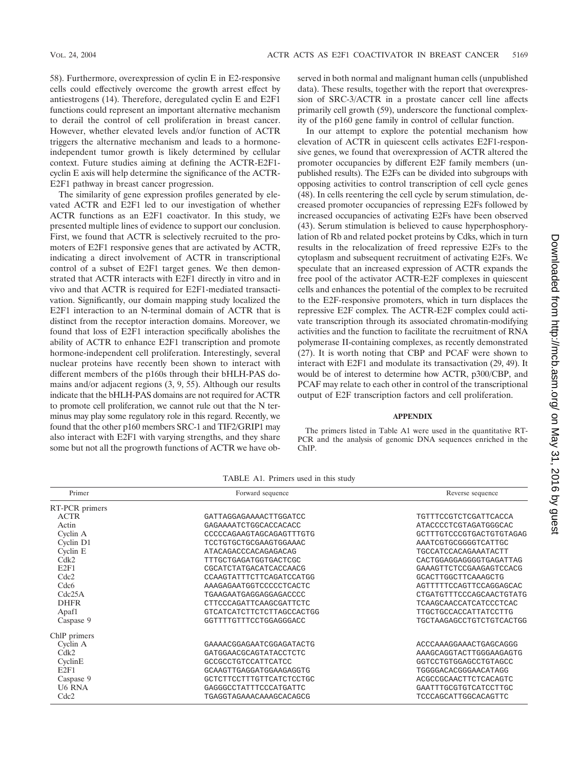58). Furthermore, overexpression of cyclin E in E2-responsive cells could effectively overcome the growth arrest effect by antiestrogens (14). Therefore, deregulated cyclin E and E2F1 functions could represent an important alternative mechanism to derail the control of cell proliferation in breast cancer. However, whether elevated levels and/or function of ACTR triggers the alternative mechanism and leads to a hormone-independent tumor growth is likely determined by cellular context. Future studies aiming at defining the ACTR-E2F1-cyclin E axis will help determine the significance of the ACTR-E2F1 pathway in breast cancer progression.

The similarity of gene expression profiles generated by elevated ACTR and E2F1 led to our investigation of whether ACTR functions as an E2F1 coactivator. In this study, we presented multiple lines of evidence to support our conclusion. First, we found that ACTR is selectively recruited to the promoters of E2F1 responsive genes that are activated by ACTR, indicating a direct involvement of ACTR in transcriptional control of a subset of E2F1 target genes. We then demonstrated that ACTR interacts with E2F1 directly in vitro and in vivo and that ACTR is required for E2F1-mediated transactivation. Significantly, our domain mapping study localized the E2F1 interaction to an N-terminal domain of ACTR that is distinct from the receptor interaction domains. Moreover, we found that loss of E2F1 interaction specifically abolishes the ability of ACTR to enhance E2F1 transcription and promote hormone-independent cell proliferation. Interestingly, several nuclear proteins have recently been shown to interact with different members of the p160s through their bHLH-PAS domains and/or adjacent regions (3, 9, 55). Although our results indicate that the bHLH-PAS domains are not required for ACTR to promote cell proliferation, we cannot rule out that the N terminus may play some regulatory role in this regard. Recently, we found that the other p160 members SRC-1 and TIF2/GRIP1 may also interact with E2F1 with varying strengths, and they share some but not all the progrowth functions of ACTR we have observed in both normal and malignant human cells (unpublished data). These results, together with the report that overexpression of SRC-3/ACTR in a prostate cancer cell line affects primarily cell growth (59), underscore the functional complexity of the p160 gene family in control of cellular function.

In our attempt to explore the potential mechanism how elevation of ACTR in quiescent cells activates E2F1-responsive genes, we found that overexpression of ACTR altered the promoter occupancies by different E2F family members (unpublished results). The E2Fs can be divided into subgroups with opposing activities to control transcription of cell cycle genes (48). In cells reentering the cell cycle by serum stimulation, decreased promoter occupancies of repressing E2Fs followed by increased occupancies of activating E2Fs have been observed (43). Serum stimulation is believed to cause hyperphosphorylation of Rb and related pocket proteins by Cdks, which in turn results in the relocalization of freed repressive E2Fs to the cytoplasm and subsequent recruitment of activating E2Fs. We speculate that an increased expression of ACTR expands the free pool of the activator ACTR-E2F complexes in quiescent cells and enhances the potential of the complex to be recruited to the E2F-responsive promoters, which in turn displaces the repressive E2F complex. The ACTR-E2F complex could activate transcription through its associated chromatin-modifying activities and the function to facilitate the recruitment of RNA polymerase II-containing complexes, as recently demonstrated (27). It is worth noting that CBP and PCAF were shown to interact with E2F1 and modulate its transactivation (29, 49). It would be of interest to determine how ACTR, p300/CBP, and PCAF may relate to each other in control of the transcriptional output of E2F transcription factors and cell proliferation.

## APPENDIX

The primers listed in Table A1 were used in the quantitative RT-PCR and the analysis of genomic DNA sequences enriched in the ChIP.

TABLE A1. Primers used in this study

| Primer | Forward sequence | Reverse sequence |
|---|---|---|
| RT-PCR primers | | |
| ACTR | GATTAGGAGAAAACTTGGATCC | TGTTTCCGTCTCGATTCACCA |
| Actin | GAGAAAATCTGGCACCACACC | ATACCCCTCGTAGATGGGCAC |
| Cyclin A | CCCCCAGAAGTAGCAGAGTTTGTG | GCTTTGTCCCGTGACTGTGTAGAG |
| Cyclin D1 | TCCTGTGCTGCGAAGTGGAAAC | AAATCGTGCGGGGTCATTGC |
| Cyclin E | ATACAGACCCACAGAGACAG | TGCCATCCACAGAAATACTT |
| Cdk2 | TTTGCTGAGATGGTGACTCGC | CACTGGAGGAGGGGTGAGATTAG |
| E2F1 | CGCATCTATGACATCACCAACG | GAAAGTTCTCCGAAGAGTCCACG |
| Cdc2 | CCAAGTATTTCTTCAGATCCATGG | GCACTTGGCTTCAAAGCTG |
| Cdc6 | AAAGAGAATGGTCCCCCTCACTC | AGTTTTTCCAGTTCCAGGAGCAC |
| Cdc25A | TGAAGAATGAGGAGGAGACCCC | CTGATGTTTCCCAGCAACTGTATG |
| DHFR | CTTCCCAGATTCAAGCGATTCTC | TCAAGCAACCATCATCCCTCAC |
| Apaf1 | GTCATCATCTTCTCTTAGCCACTGG | TTGCTGCCACCATTATCCTTG |
| Caspase 9 | GGTTTTGTTTCCTGGAGGGACC | TGCTAAGAGCCTGTCTGTCACTGG |
| ChIP primers | | |
| Cyclin A | GAAAACGGAGAATCGGAGATACTG | ACCCAAAGGAAACTGAGCAGGG |
| Cdk2 | GATGGAACGCAGTATACCTCTC | AAAGCAGGTACTTGGGAAGAGTG |
| CyclinE | GCCGCCTGTCCATTCATCC | GGTCCTGTGGAGCCTGTAGCC |
| E2F1 | GCAAGTTGAGGATGGAAGAGGTG | TGGGGACACGGGAACATAGG |
| Caspase 9 | GCTCTTCCTTTGTTCATCTCCTGC | ACGCCGCAACTTCTCACAGTC |
| U6 RNA | GAGGGCCTATTTCCCATGATTC | GAATTTGCGTGTCATCCTTGC |
| Cdc2 | TGAGGTAGAAACAAAGCACAGCG | TCCCAGCATTGGCACAGTTC |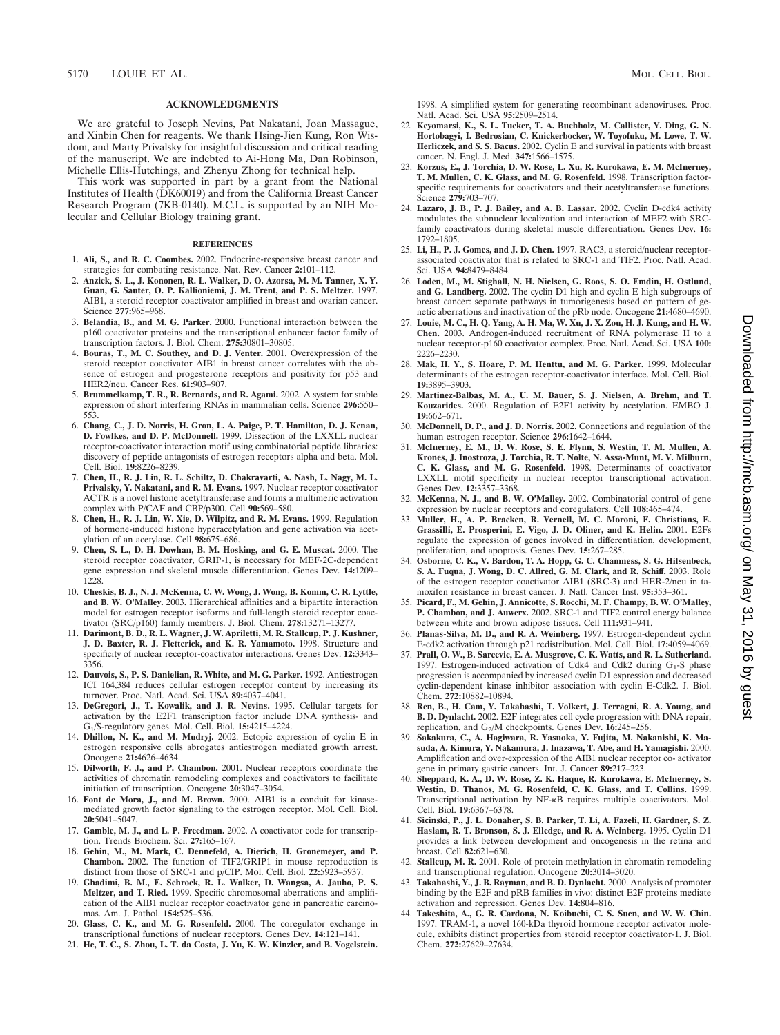## ACKNOWLEDGMENTS

We are grateful to Joseph Nevins, Pat Nakatani, Joan Massague, and Xinbin Chen for reagents. We thank Hsing-Jien Kung, Ron Wisdom, and Marty Privalsky for insightful discussion and critical reading of the manuscript. We are indebted to Ai-Hong Ma, Dan Robinson, Michelle Ellis-Hutchings, and Zhenyu Zhong for technical help.

This work was supported in part by a grant from the National Institutes of Health (DK60019) and from the California Breast Cancer Research Program (7KB-0140). M.C.L. is supported by an NIH Molecular and Cellular Biology training grant.

## REFERENCES

1. **Ali, S., and R. C. Coombes.** 2002. Endocrine-responsive breast cancer and strategies for combating resistance. Nat. Rev. Cancer **2:**101–112.
2. **Anzick, S. L., J. Kononen, R. L. Walker, D. O. Azorsa, M. M. Tanner, X. Y. Guan, G. Sauter, O. P. Kallioniemi, J. M. Trent, and P. S. Meltzer.** 1997. AIB1, a steroid receptor coactivator amplified in breast and ovarian cancer. Science **277:**965–968.
3. **Belandia, B., and M. G. Parker.** 2000. Functional interaction between the p160 coactivator proteins and the transcriptional enhancer factor family of transcription factors. J. Biol. Chem. **275:**30801–30805.
4. **Bouras, T., M. C. Southey, and D. J. Venter.** 2001. Overexpression of the steroid receptor coactivator AIB1 in breast cancer correlates with the absence of estrogen and progesterone receptors and positivity for p53 and HER2/neu. Cancer Res. **61:**903–907.
5. **Brummelkamp, T. R., R. Bernards, and R. Agami.** 2002. A system for stable expression of short interfering RNAs in mammalian cells. Science **296:**550–553.
6. **Chang, C., J. D. Norris, H. Gron, L. A. Paige, P. T. Hamilton, D. J. Kenan, D. Fowlkes, and D. P. McDonnell.** 1999. Dissection of the LXXLL nuclear receptor-coactivator interaction motif using combinatorial peptide libraries: discovery of peptide antagonists of estrogen receptors alpha and beta. Mol. Cell. Biol. **19:**8226–8239.
7. **Chen, H., R. J. Lin, R. L. Schiltz, D. Chakravarti, A. Nash, L. Nagy, M. L. Privalsky, Y. Nakatani, and R. M. Evans.** 1997. Nuclear receptor coactivator ACTR is a novel histone acetyltransferase and forms a multimeric activation complex with P/CAF and CBP/p300. Cell **90:**569–580.
8. **Chen, H., R. J. Lin, W. Xie, D. Wilpitz, and R. M. Evans.** 1999. Regulation of hormone-induced histone hyperacetylation and gene activation via acetylation of an acetylase. Cell **98:**675–686.
9. **Chen, S. L., D. H. Dowhan, B. M. Hosking, and G. E. Muscat.** 2000. The steroid receptor coactivator, GRIP-1, is necessary for MEF-2C-dependent gene expression and skeletal muscle differentiation. Genes Dev. **14:**1209–1228.
10. **Cheskis, B. J., N. J. McKenna, C. W. Wong, J. Wong, B. Komm, C. R. Lyttle, and B. W. O'Malley.** 2003. Hierarchical affinities and a bipartite interaction model for estrogen receptor isoforms and full-length steroid receptor coactivator (SRC/p160) family members. J. Biol. Chem. **278:**13271–13277.
11. **Darimont, B. D., R. L. Wagner, J. W. Apriletti, M. R. Stallcup, P. J. Kushner, J. D. Baxter, R. J. Fletterick, and K. R. Yamamoto.** 1998. Structure and specificity of nuclear receptor-coactivator interactions. Genes Dev. **12:**3343–3356.
12. **Dauvois, S., P. S. Danielian, R. White, and M. G. Parker.** 1992. Antiestrogen ICI 164,384 reduces cellular estrogen receptor content by increasing its turnover. Proc. Natl. Acad. Sci. USA **89:**4037–4041.
13. **DeGregori, J., T. Kowalik, and J. R. Nevins.** 1995. Cellular targets for activation by the E2F1 transcription factor include DNA synthesis- and $G_1$/S-regulatory genes. Mol. Cell. Biol. **15:**4215–4224.
14. **Dhillon, N. K., and M. Mudryj.** 2002. Ectopic expression of cyclin E in estrogen responsive cells abrogates antiestrogen mediated growth arrest. Oncogene **21:**4626–4634.
15. **Dilworth, F. J., and P. Chambon.** 2001. Nuclear receptors coordinate the activities of chromatin remodeling complexes and coactivators to facilitate initiation of transcription. Oncogene **20:**3047–3054.
16. **Font de Mora, J., and M. Brown.** 2000. AIB1 is a conduit for kinase-mediated growth factor signaling to the estrogen receptor. Mol. Cell. Biol. **20:**5041–5047.
17. **Gamble, M. J., and L. P. Freedman.** 2002. A coactivator code for transcription. Trends Biochem. Sci. **27:**165–167.
18. **Gehin, M., M. Mark, C. Dennefeld, A. Dierich, H. Gronemeyer, and P. Chambon.** 2002. The function of TIF2/GRIP1 in mouse reproduction is distinct from those of SRC-1 and p/CIP. Mol. Cell. Biol. **22:**5923–5937.
19. **Ghadimi, B. M., E. Schrock, R. L. Walker, D. Wangsa, A. Jauho, P. S. Meltzer, and T. Ried.** 1999. Specific chromosomal aberrations and amplification of the AIB1 nuclear receptor coactivator gene in pancreatic carcinomas. Am. J. Pathol. **154:**525–536.
20. **Glass, C. K., and M. G. Rosenfeld.** 2000. The coregulator exchange in transcriptional functions of nuclear receptors. Genes Dev. **14:**121–141.
21. **He, T. C., S. Zhou, L. T. da Costa, J. Yu, K. W. Kinzler, and B. Vogelstein.** 1998. A simplified system for generating recombinant adenoviruses. Proc. Natl. Acad. Sci. USA **95:**2509–2514.
22. **Keyomarsi, K., S. L. Tucker, T. A. Buchholz, M. Callister, Y. Ding, G. N. Hortobagyi, I. Bedrosian, C. Knickerbocker, W. Toyofuku, M. Lowe, T. W. Herliczek, and S. S. Bacus.** 2002. Cyclin E and survival in patients with breast cancer. N. Engl. J. Med. **347:**1566–1575.
23. **Korzus, E., J. Torchia, D. W. Rose, L. Xu, R. Kurokawa, E. M. McInerney, T. M. Mullen, C. K. Glass, and M. G. Rosenfeld.** 1998. Transcription factor-specific requirements for coactivators and their acetyltransferase functions. Science **279:**703–707.
24. **Lazaro, J. B., P. J. Bailey, and A. B. Lassar.** 2002. Cyclin D-cdk4 activity modulates the subnuclear localization and interaction of MEF2 with SRC-family coactivators during skeletal muscle differentiation. Genes Dev. **16:** 1792–1805.
25. **Li, H., P. J. Gomes, and J. D. Chen.** 1997. RAC3, a steroid/nuclear receptor-associated coactivator that is related to SRC-1 and TIF2. Proc. Natl. Acad. Sci. USA **94:**8479–8484.
26. **Loden, M., M. Stighall, N. H. Nielsen, G. Roos, S. O. Emdin, H. Ostlund, and G. Landberg.** 2002. The cyclin D1 high and cyclin E high subgroups of breast cancer: separate pathways in tumorigenesis based on pattern of genetic aberrations and inactivation of the pRb node. Oncogene **21:**4680–4690.
27. **Louie, M. C., H. Q. Yang, A. H. Ma, W. Xu, J. X. Zou, H. J. Kung, and H. W. Chen.** 2003. Androgen-induced recruitment of RNA polymerase II to a nuclear receptor-p160 coactivator complex. Proc. Natl. Acad. Sci. USA **100:** 2226–2230.
28. **Mak, H. Y., S. Hoare, P. M. Henttu, and M. G. Parker.** 1999. Molecular determinants of the estrogen receptor-coactivator interface. Mol. Cell. Biol. **19:**3895–3903.
29. **Martinez-Balbas, M. A., U. M. Bauer, S. J. Nielsen, A. Brehm, and T. Kouzarides.** 2000. Regulation of E2F1 activity by acetylation. EMBO J. **19:**662–671.
30. **McDonnell, D. P., and J. D. Norris.** 2002. Connections and regulation of the human estrogen receptor. Science **296:**1642–1644.
31. **McInerney, E. M., D. W. Rose, S. E. Flynn, S. Westin, T. M. Mullen, A. Krones, J. Inostroza, J. Torchia, R. T. Nolte, N. Assa-Munt, M. V. Milburn, C. K. Glass, and M. G. Rosenfeld.** 1998. Determinants of coactivator LXXLL motif specificity in nuclear receptor transcriptional activation. Genes Dev. **12:**3357–3368.
32. **McKenna, N. J., and B. W. O'Malley.** 2002. Combinatorial control of gene expression by nuclear receptors and coregulators. Cell **108:**465–474.
33. **Muller, H., A. P. Bracken, R. Vernell, M. C. Moroni, F. Christians, E. Grassilli, E. Prosperini, E. Vigo, J. D. Oliner, and K. Helin.** 2001. E2Fs regulate the expression of genes involved in differentiation, development, proliferation, and apoptosis. Genes Dev. **15:**267–285.
34. **Osborne, C. K., V. Bardou, T. A. Hopp, G. C. Chamness, S. G. Hilsenbeck, S. A. Fuqua, J. Wong, D. C. Allred, G. M. Clark, and R. Schiff.** 2003. Role of the estrogen receptor coactivator AIB1 (SRC-3) and HER-2/neu in tamoxifen resistance in breast cancer. J. Natl. Cancer Inst. **95:**353–361.
35. **Picard, F., M. Gehin, J. Annicotte, S. Rocchi, M. F. Champy, B. W. O'Malley, P. Chambon, and J. Auwerx.** 2002. SRC-1 and TIF2 control energy balance between white and brown adipose tissues. Cell **111:**931–941.
36. **Planas-Silva, M. D., and R. A. Weinberg.** 1997. Estrogen-dependent cyclin E-cdk2 activation through p21 redistribution. Mol. Cell. Biol. **17:**4059–4069.
37. **Prall, O. W., B. Sarcevic, E. A. Musgrove, C. K. Watts, and R. L. Sutherland.** 1997. Estrogen-induced activation of Cdk4 and Cdk2 during $G_1$-S phase progression is accompanied by increased cyclin D1 expression and decreased cyclin-dependent kinase inhibitor association with cyclin E-Cdk2. J. Biol. Chem. **272:**10882–10894.
38. **Ren, B., H. Cam, Y. Takahashi, T. Volkert, J. Terragni, R. A. Young, and B. D. Dynlacht.** 2002. E2F integrates cell cycle progression with DNA repair, replication, and $G_2$/M checkpoints. Genes Dev. **16:**245–256.
39. **Sakakura, C., A. Hagiwara, R. Yasuoka, Y. Fujita, M. Nakanishi, K. Masuda, A. Kimura, Y. Nakamura, J. Inazawa, T. Abe, and H. Yamagishi.** 2000. Amplification and over-expression of the AIB1 nuclear receptor co- activator gene in primary gastric cancers. Int. J. Cancer **89:**217–223.
40. **Sheppard, K. A., D. W. Rose, Z. K. Haque, R. Kurokawa, E. McInerney, S. Westin, D. Thanos, M. G. Rosenfeld, C. K. Glass, and T. Collins.** 1999. Transcriptional activation by NF-κB requires multiple coactivators. Mol. Cell. Biol. **19:**6367–6378.
41. **Sicinski, P., J. L. Donaher, S. B. Parker, T. Li, A. Fazeli, H. Gardner, S. Z. Haslam, R. T. Bronson, S. J. Elledge, and R. A. Weinberg.** 1995. Cyclin D1 provides a link between development and oncogenesis in the retina and breast. Cell **82:**621–630.
42. **Stallcup, M. R.** 2001. Role of protein methylation in chromatin remodeling and transcriptional regulation. Oncogene **20:**3014–3020.
43. **Takahashi, Y., J. B. Rayman, and B. D. Dynlacht.** 2000. Analysis of promoter binding by the E2F and pRB families in vivo: distinct E2F proteins mediate activation and repression. Genes Dev. **14:**804–816.
44. **Takeshita, A., G. R. Cardona, N. Koibuchi, C. S. Suen, and W. W. Chin.** 1997. TRAM-1, a novel 160-kDa thyroid hormone receptor activator molecule, exhibits distinct properties from steroid receptor coactivator-1. J. Biol. Chem. **272:**27629–27634.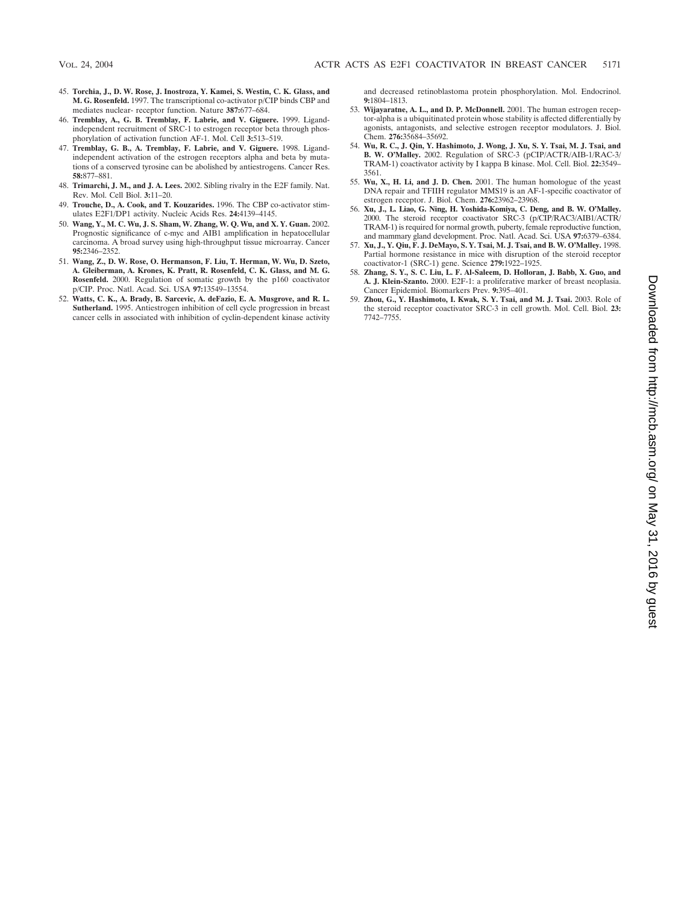45. **Torchia, J., D. W. Rose, J. Inostroza, Y. Kamei, S. Westin, C. K. Glass, and M. G. Rosenfeld.** 1997. The transcriptional co-activator p/CIP binds CBP and mediates nuclear- receptor function. Nature **387:**677–684.
46. **Tremblay, A., G. B. Tremblay, F. Labrie, and V. Giguere.** 1999. Ligand-independent recruitment of SRC-1 to estrogen receptor beta through phosphorylation of activation function AF-1. Mol. Cell **3:**513–519.
47. **Tremblay, G. B., A. Tremblay, F. Labrie, and V. Giguere.** 1998. Ligand-independent activation of the estrogen receptors alpha and beta by mutations of a conserved tyrosine can be abolished by antiestrogens. Cancer Res. **58:**877–881.
48. **Trimarchi, J. M., and J. A. Lees.** 2002. Sibling rivalry in the E2F family. Nat. Rev. Mol. Cell Biol. **3:**11–20.
49. **Trouche, D., A. Cook, and T. Kouzarides.** 1996. The CBP co-activator stimulates E2F1/DP1 activity. Nucleic Acids Res. **24:**4139–4145.
50. **Wang, Y., M. C. Wu, J. S. Sham, W. Zhang, W. Q. Wu, and X. Y. Guan.** 2002. Prognostic significance of c-myc and AIB1 amplification in hepatocellular carcinoma. A broad survey using high-throughput tissue microarray. Cancer **95:**2346–2352.
51. **Wang, Z., D. W. Rose, O. Hermanson, F. Liu, T. Herman, W. Wu, D. Szeto, A. Gleiberman, A. Krones, K. Pratt, R. Rosenfeld, C. K. Glass, and M. G. Rosenfeld.** 2000. Regulation of somatic growth by the p160 coactivator p/CIP. Proc. Natl. Acad. Sci. USA **97:**13549–13554.
52. **Watts, C. K., A. Brady, B. Sarcevic, A. deFazio, E. A. Musgrove, and R. L. Sutherland.** 1995. Antiestrogen inhibition of cell cycle progression in breast cancer cells in associated with inhibition of cyclin-dependent kinase activity and decreased retinoblastoma protein phosphorylation. Mol. Endocrinol. **9:**1804–1813.
53. **Wijayaratne, A. L., and D. P. McDonnell.** 2001. The human estrogen receptor-alpha is a ubiquitinated protein whose stability is affected differentially by agonists, antagonists, and selective estrogen receptor modulators. J. Biol. Chem. **276:**35684–35692.
54. **Wu, R. C., J. Qin, Y. Hashimoto, J. Wong, J. Xu, S. Y. Tsai, M. J. Tsai, and B. W. O'Malley.** 2002. Regulation of SRC-3 (pCIP/ACTR/AIB-1/RAC-3/TRAM-1) coactivator activity by I kappa B kinase. Mol. Cell. Biol. **22:**3549–3561.
55. **Wu, X., H. Li, and J. D. Chen.** 2001. The human homologue of the yeast DNA repair and TFIIH regulator MMS19 is an AF-1-specific coactivator of estrogen receptor. J. Biol. Chem. **276:**23962–23968.
56. **Xu, J., L. Liao, G. Ning, H. Yoshida-Komiya, C. Deng, and B. W. O'Malley.** 2000. The steroid receptor coactivator SRC-3 (p/CIP/RAC3/AIB1/ACTR/TRAM-1) is required for normal growth, puberty, female reproductive function, and mammary gland development. Proc. Natl. Acad. Sci. USA **97:**6379–6384.
57. **Xu, J., Y. Qiu, F. J. DeMayo, S. Y. Tsai, M. J. Tsai, and B. W. O'Malley.** 1998. Partial hormone resistance in mice with disruption of the steroid receptor coactivator-1 (SRC-1) gene. Science **279:**1922–1925.
58. **Zhang, S. Y., S. C. Liu, L. F. Al-Saleem, D. Holloran, J. Babb, X. Guo, and A. J. Klein-Szanto.** 2000. E2F-1: a proliferative marker of breast neoplasia. Cancer Epidemiol. Biomarkers Prev. **9:**395–401.
59. **Zhou, G., Y. Hashimoto, I. Kwak, S. Y. Tsai, and M. J. Tsai.** 2003. Role of the steroid receptor coactivator SRC-3 in cell growth. Mol. Cell. Biol. **23:**7742–7755.